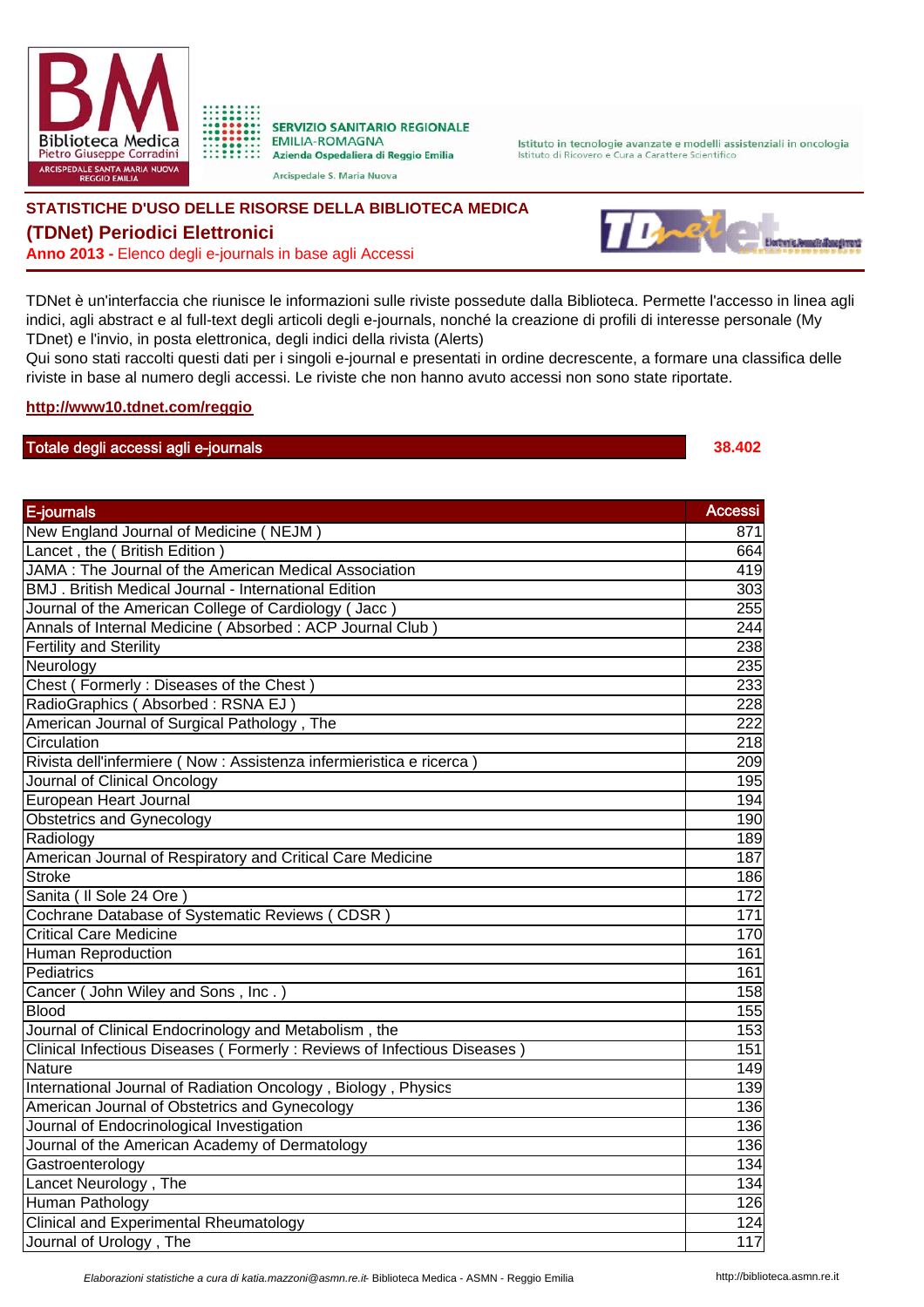SERVIZIO SANITARIO REGIONALE
EMILIA-ROMAGNA
Azienda Ospedaliera di Reggio Emilia

Arcispedale S. Maria Nuova

Istituto in tecnologie avanzate e modelli assistenziali in oncologia
Istituto di Ricovero e Cura a Carattere Scientifico

## STATISTICHE D'USO DELLE RISORSE DELLA BIBLIOTECA MEDICA

## (TDNet) Periodici Elettronici

**Anno 2013 -** Elenco degli e-journals in base agli Accessi

TDNet è un'interfaccia che riunisce le informazioni sulle riviste possedute dalla Biblioteca. Permette l'accesso in linea agli indici, agli abstract e al full-text degli articoli degli e-journals, nonché la creazione di profili di interesse personale (My TDnet) e l'invio, in posta elettronica, degli indici della rivista (Alerts)
Qui sono stati raccolti questi dati per i singoli e-journal e presentati in ordine decrescente, a formare una classifica delle riviste in base al numero degli accessi. Le riviste che non hanno avuto accessi non sono state riportate.

**http://www10.tdnet.com/reggio**

| Totale degli accessi agli e-journals | 38.402 |
|---|---|

| E-journals | Accessi |
|---|---|
| New England Journal of Medicine ( NEJM ) | 871 |
| Lancet , the ( British Edition ) | 664 |
| JAMA : The Journal of the American Medical Association | 419 |
| BMJ . British Medical Journal - International Edition | 303 |
| Journal of the American College of Cardiology ( Jacc ) | 255 |
| Annals of Internal Medicine ( Absorbed : ACP Journal Club ) | 244 |
| Fertility and Sterility | 238 |
| Neurology | 235 |
| Chest ( Formerly : Diseases of the Chest ) | 233 |
| RadioGraphics ( Absorbed : RSNA EJ ) | 228 |
| American Journal of Surgical Pathology , The | 222 |
| Circulation | 218 |
| Rivista dell'infermiere ( Now : Assistenza infermieristica e ricerca ) | 209 |
| Journal of Clinical Oncology | 195 |
| European Heart Journal | 194 |
| Obstetrics and Gynecology | 190 |
| Radiology | 189 |
| American Journal of Respiratory and Critical Care Medicine | 187 |
| Stroke | 186 |
| Sanita ( Il Sole 24 Ore ) | 172 |
| Cochrane Database of Systematic Reviews ( CDSR ) | 171 |
| Critical Care Medicine | 170 |
| Human Reproduction | 161 |
| Pediatrics | 161 |
| Cancer ( John Wiley and Sons , Inc . ) | 158 |
| Blood | 155 |
| Journal of Clinical Endocrinology and Metabolism , the | 153 |
| Clinical Infectious Diseases ( Formerly : Reviews of Infectious Diseases ) | 151 |
| Nature | 149 |
| International Journal of Radiation Oncology , Biology , Physics | 139 |
| American Journal of Obstetrics and Gynecology | 136 |
| Journal of Endocrinological Investigation | 136 |
| Journal of the American Academy of Dermatology | 136 |
| Gastroenterology | 134 |
| Lancet Neurology , The | 134 |
| Human Pathology | 126 |
| Clinical and Experimental Rheumatology | 124 |
| Journal of Urology , The | 117 |

*Elaborazioni statistiche a cura di katia.mazzoni@asmn.re.it-* Biblioteca Medica - ASMN - Reggio Emilia http://biblioteca.asmn.re.it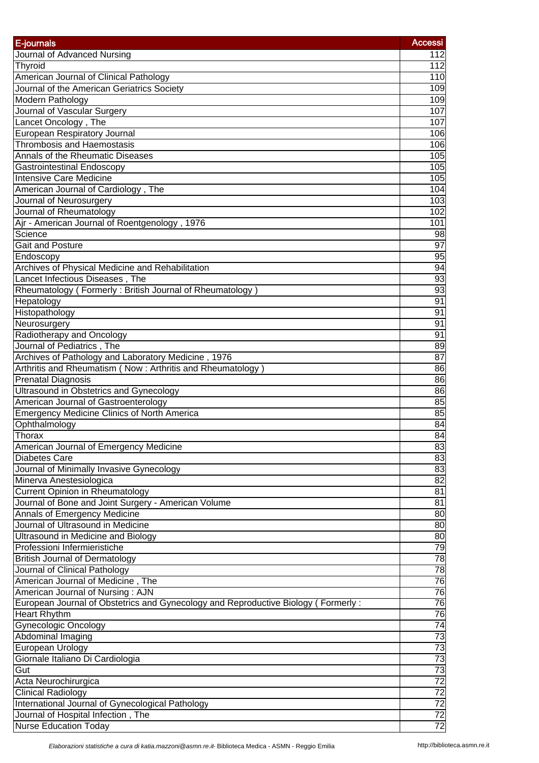| E-journals | Accessi |
|---|---|
| Journal of Advanced Nursing | 112 |
| Thyroid | 112 |
| American Journal of Clinical Pathology | 110 |
| Journal of the American Geriatrics Society | 109 |
| Modern Pathology | 109 |
| Journal of Vascular Surgery | 107 |
| Lancet Oncology , The | 107 |
| European Respiratory Journal | 106 |
| Thrombosis and Haemostasis | 106 |
| Annals of the Rheumatic Diseases | 105 |
| Gastrointestinal Endoscopy | 105 |
| Intensive Care Medicine | 105 |
| American Journal of Cardiology , The | 104 |
| Journal of Neurosurgery | 103 |
| Journal of Rheumatology | 102 |
| Ajr - American Journal of Roentgenology , 1976 | 101 |
| Science | 98 |
| Gait and Posture | 97 |
| Endoscopy | 95 |
| Archives of Physical Medicine and Rehabilitation | 94 |
| Lancet Infectious Diseases , The | 93 |
| Rheumatology ( Formerly : British Journal of Rheumatology ) | 93 |
| Hepatology | 91 |
| Histopathology | 91 |
| Neurosurgery | 91 |
| Radiotherapy and Oncology | 91 |
| Journal of Pediatrics , The | 89 |
| Archives of Pathology and Laboratory Medicine , 1976 | 87 |
| Arthritis and Rheumatism ( Now : Arthritis and Rheumatology ) | 86 |
| Prenatal Diagnosis | 86 |
| Ultrasound in Obstetrics and Gynecology | 86 |
| American Journal of Gastroenterology | 85 |
| Emergency Medicine Clinics of North America | 85 |
| Ophthalmology | 84 |
| Thorax | 84 |
| American Journal of Emergency Medicine | 83 |
| Diabetes Care | 83 |
| Journal of Minimally Invasive Gynecology | 83 |
| Minerva Anestesiologica | 82 |
| Current Opinion in Rheumatology | 81 |
| Journal of Bone and Joint Surgery - American Volume | 81 |
| Annals of Emergency Medicine | 80 |
| Journal of Ultrasound in Medicine | 80 |
| Ultrasound in Medicine and Biology | 80 |
| Professioni Infermieristiche | 79 |
| British Journal of Dermatology | 78 |
| Journal of Clinical Pathology | 78 |
| American Journal of Medicine , The | 76 |
| American Journal of Nursing : AJN | 76 |
| European Journal of Obstetrics and Gynecology and Reproductive Biology ( Formerly : | 76 |
| Heart Rhythm | 76 |
| Gynecologic Oncology | 74 |
| Abdominal Imaging | 73 |
| European Urology | 73 |
| Giornale Italiano Di Cardiologia | 73 |
| Gut | 73 |
| Acta Neurochirurgica | 72 |
| Clinical Radiology | 72 |
| International Journal of Gynecological Pathology | 72 |
| Journal of Hospital Infection , The | 72 |
| Nurse Education Today | 72 |

*Elaborazioni statistiche a cura di katia.mazzoni@asmn.re.it* - Biblioteca Medica - ASMN - Reggio Emilia http://biblioteca.asmn.re.it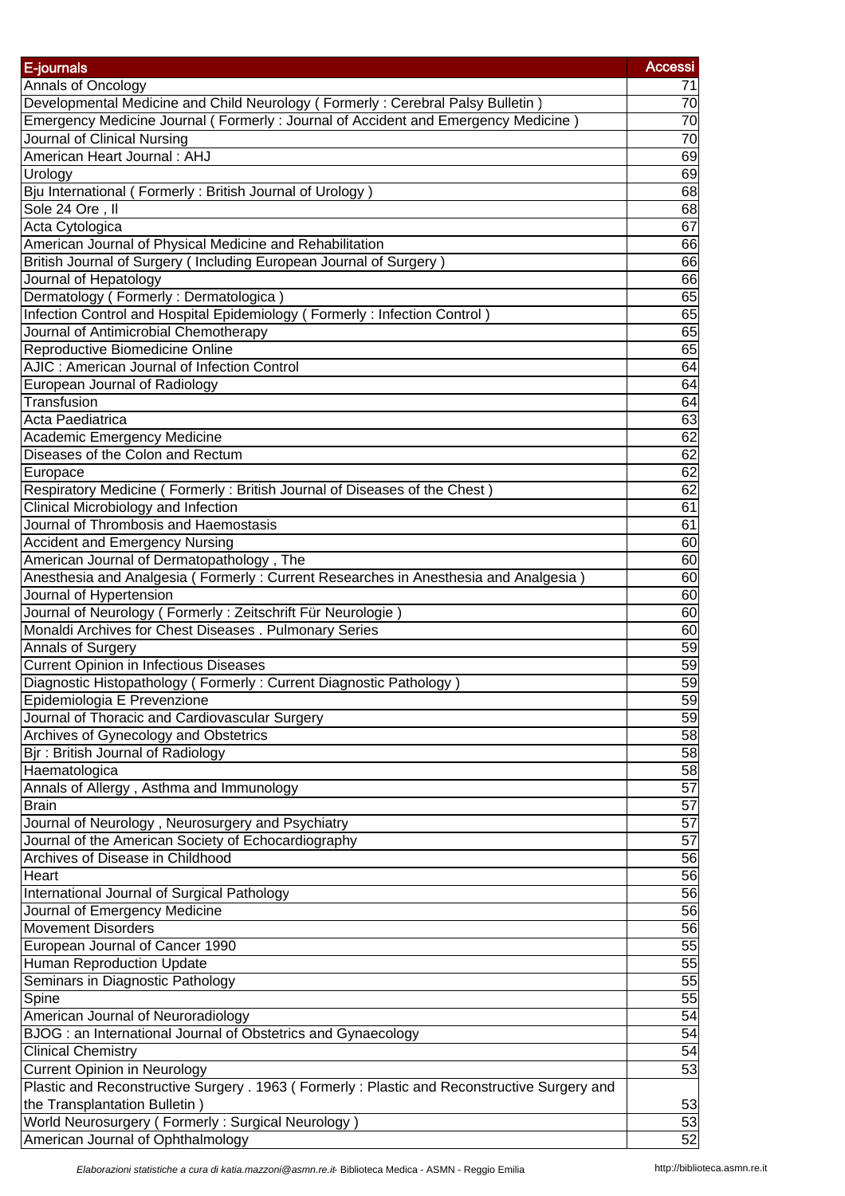| E-journals | Accessi |
| --- | --- |
| Annals of Oncology | 71 |
| Developmental Medicine and Child Neurology ( Formerly : Cerebral Palsy Bulletin ) | 70 |
| Emergency Medicine Journal ( Formerly : Journal of Accident and Emergency Medicine ) | 70 |
| Journal of Clinical Nursing | 70 |
| American Heart Journal : AHJ | 69 |
| Urology | 69 |
| Bju International ( Formerly : British Journal of Urology ) | 68 |
| Sole 24 Ore , Il | 68 |
| Acta Cytologica | 67 |
| American Journal of Physical Medicine and Rehabilitation | 66 |
| British Journal of Surgery ( Including European Journal of Surgery ) | 66 |
| Journal of Hepatology | 66 |
| Dermatology ( Formerly : Dermatologica ) | 65 |
| Infection Control and Hospital Epidemiology ( Formerly : Infection Control ) | 65 |
| Journal of Antimicrobial Chemotherapy | 65 |
| Reproductive Biomedicine Online | 65 |
| AJIC : American Journal of Infection Control | 64 |
| European Journal of Radiology | 64 |
| Transfusion | 64 |
| Acta Paediatrica | 63 |
| Academic Emergency Medicine | 62 |
| Diseases of the Colon and Rectum | 62 |
| Europace | 62 |
| Respiratory Medicine ( Formerly : British Journal of Diseases of the Chest ) | 62 |
| Clinical Microbiology and Infection | 61 |
| Journal of Thrombosis and Haemostasis | 61 |
| Accident and Emergency Nursing | 60 |
| American Journal of Dermatopathology , The | 60 |
| Anesthesia and Analgesia ( Formerly : Current Researches in Anesthesia and Analgesia ) | 60 |
| Journal of Hypertension | 60 |
| Journal of Neurology ( Formerly : Zeitschrift Für Neurologie ) | 60 |
| Monaldi Archives for Chest Diseases . Pulmonary Series | 60 |
| Annals of Surgery | 59 |
| Current Opinion in Infectious Diseases | 59 |
| Diagnostic Histopathology ( Formerly : Current Diagnostic Pathology ) | 59 |
| Epidemiologia E Prevenzione | 59 |
| Journal of Thoracic and Cardiovascular Surgery | 59 |
| Archives of Gynecology and Obstetrics | 58 |
| Bjr : British Journal of Radiology | 58 |
| Haematologica | 58 |
| Annals of Allergy , Asthma and Immunology | 57 |
| Brain | 57 |
| Journal of Neurology , Neurosurgery and Psychiatry | 57 |
| Journal of the American Society of Echocardiography | 57 |
| Archives of Disease in Childhood | 56 |
| Heart | 56 |
| International Journal of Surgical Pathology | 56 |
| Journal of Emergency Medicine | 56 |
| Movement Disorders | 56 |
| European Journal of Cancer 1990 | 55 |
| Human Reproduction Update | 55 |
| Seminars in Diagnostic Pathology | 55 |
| Spine | 55 |
| American Journal of Neuroradiology | 54 |
| BJOG : an International Journal of Obstetrics and Gynaecology | 54 |
| Clinical Chemistry | 54 |
| Current Opinion in Neurology | 53 |
| Plastic and Reconstructive Surgery . 1963 ( Formerly : Plastic and Reconstructive Surgery and the Transplantation Bulletin ) | 53 |
| World Neurosurgery ( Formerly : Surgical Neurology ) | 53 |
| American Journal of Ophthalmology | 52 |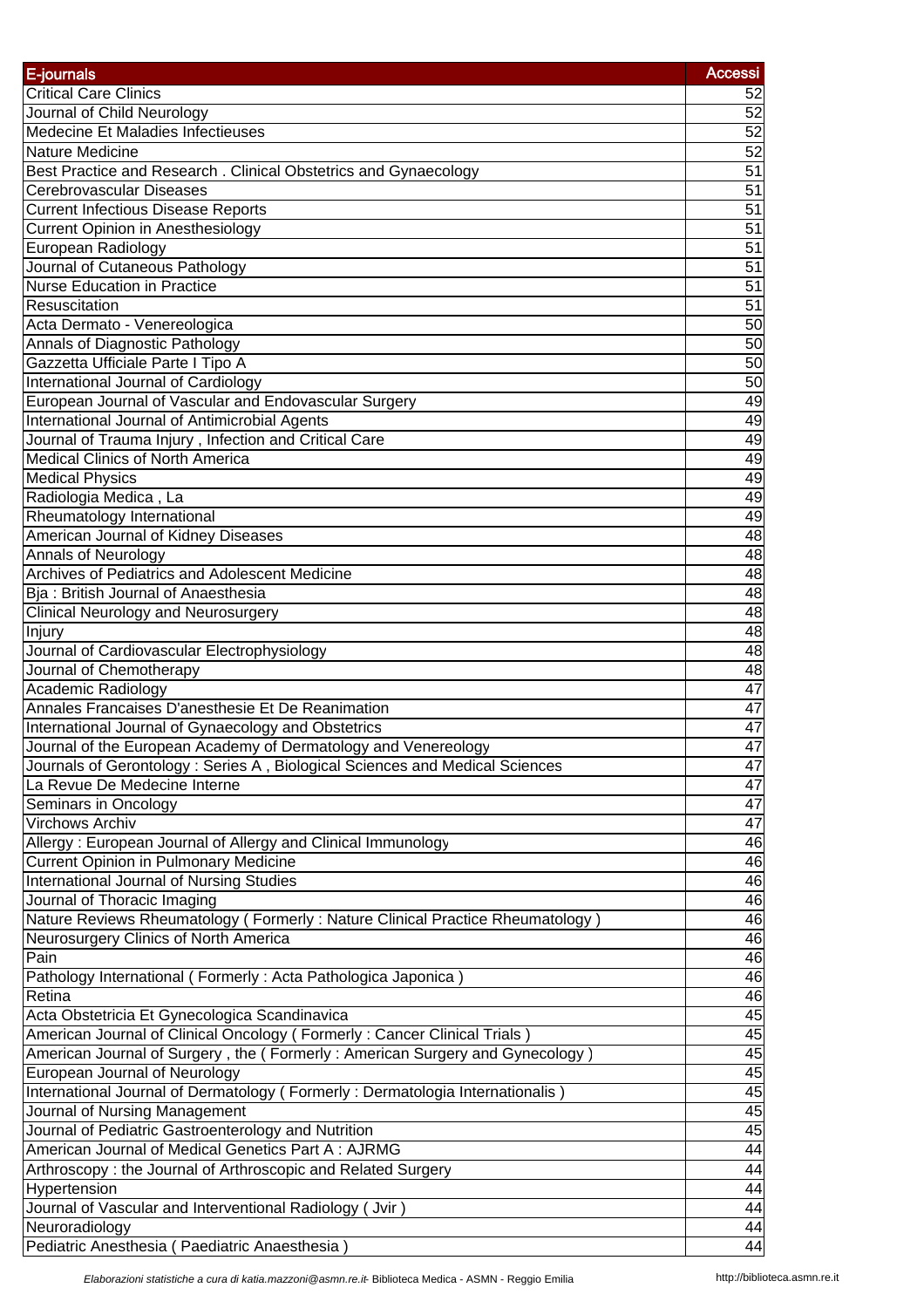| E-journals | Accessi |
| --- | --- |
| Critical Care Clinics | 52 |
| Journal of Child Neurology | 52 |
| Medecine Et Maladies Infectieuses | 52 |
| Nature Medicine | 52 |
| Best Practice and Research . Clinical Obstetrics and Gynaecology | 51 |
| Cerebrovascular Diseases | 51 |
| Current Infectious Disease Reports | 51 |
| Current Opinion in Anesthesiology | 51 |
| European Radiology | 51 |
| Journal of Cutaneous Pathology | 51 |
| Nurse Education in Practice | 51 |
| Resuscitation | 51 |
| Acta Dermato - Venereologica | 50 |
| Annals of Diagnostic Pathology | 50 |
| Gazzetta Ufficiale Parte I Tipo A | 50 |
| International Journal of Cardiology | 50 |
| European Journal of Vascular and Endovascular Surgery | 49 |
| International Journal of Antimicrobial Agents | 49 |
| Journal of Trauma Injury , Infection and Critical Care | 49 |
| Medical Clinics of North America | 49 |
| Medical Physics | 49 |
| Radiologia Medica , La | 49 |
| Rheumatology International | 49 |
| American Journal of Kidney Diseases | 48 |
| Annals of Neurology | 48 |
| Archives of Pediatrics and Adolescent Medicine | 48 |
| Bja : British Journal of Anaesthesia | 48 |
| Clinical Neurology and Neurosurgery | 48 |
| Injury | 48 |
| Journal of Cardiovascular Electrophysiology | 48 |
| Journal of Chemotherapy | 48 |
| Academic Radiology | 47 |
| Annales Francaises D'anesthesie Et De Reanimation | 47 |
| International Journal of Gynaecology and Obstetrics | 47 |
| Journal of the European Academy of Dermatology and Venereology | 47 |
| Journals of Gerontology : Series A , Biological Sciences and Medical Sciences | 47 |
| La Revue De Medecine Interne | 47 |
| Seminars in Oncology | 47 |
| Virchows Archiv | 47 |
| Allergy : European Journal of Allergy and Clinical Immunology | 46 |
| Current Opinion in Pulmonary Medicine | 46 |
| International Journal of Nursing Studies | 46 |
| Journal of Thoracic Imaging | 46 |
| Nature Reviews Rheumatology ( Formerly : Nature Clinical Practice Rheumatology ) | 46 |
| Neurosurgery Clinics of North America | 46 |
| Pain | 46 |
| Pathology International ( Formerly : Acta Pathologica Japonica ) | 46 |
| Retina | 46 |
| Acta Obstetricia Et Gynecologica Scandinavica | 45 |
| American Journal of Clinical Oncology ( Formerly : Cancer Clinical Trials ) | 45 |
| American Journal of Surgery , the ( Formerly : American Surgery and Gynecology ) | 45 |
| European Journal of Neurology | 45 |
| International Journal of Dermatology ( Formerly : Dermatologia Internationalis ) | 45 |
| Journal of Nursing Management | 45 |
| Journal of Pediatric Gastroenterology and Nutrition | 45 |
| American Journal of Medical Genetics Part A : AJRMG | 44 |
| Arthroscopy : the Journal of Arthroscopic and Related Surgery | 44 |
| Hypertension | 44 |
| Journal of Vascular and Interventional Radiology ( Jvir ) | 44 |
| Neuroradiology | 44 |
| Pediatric Anesthesia ( Paediatric Anaesthesia ) | 44 |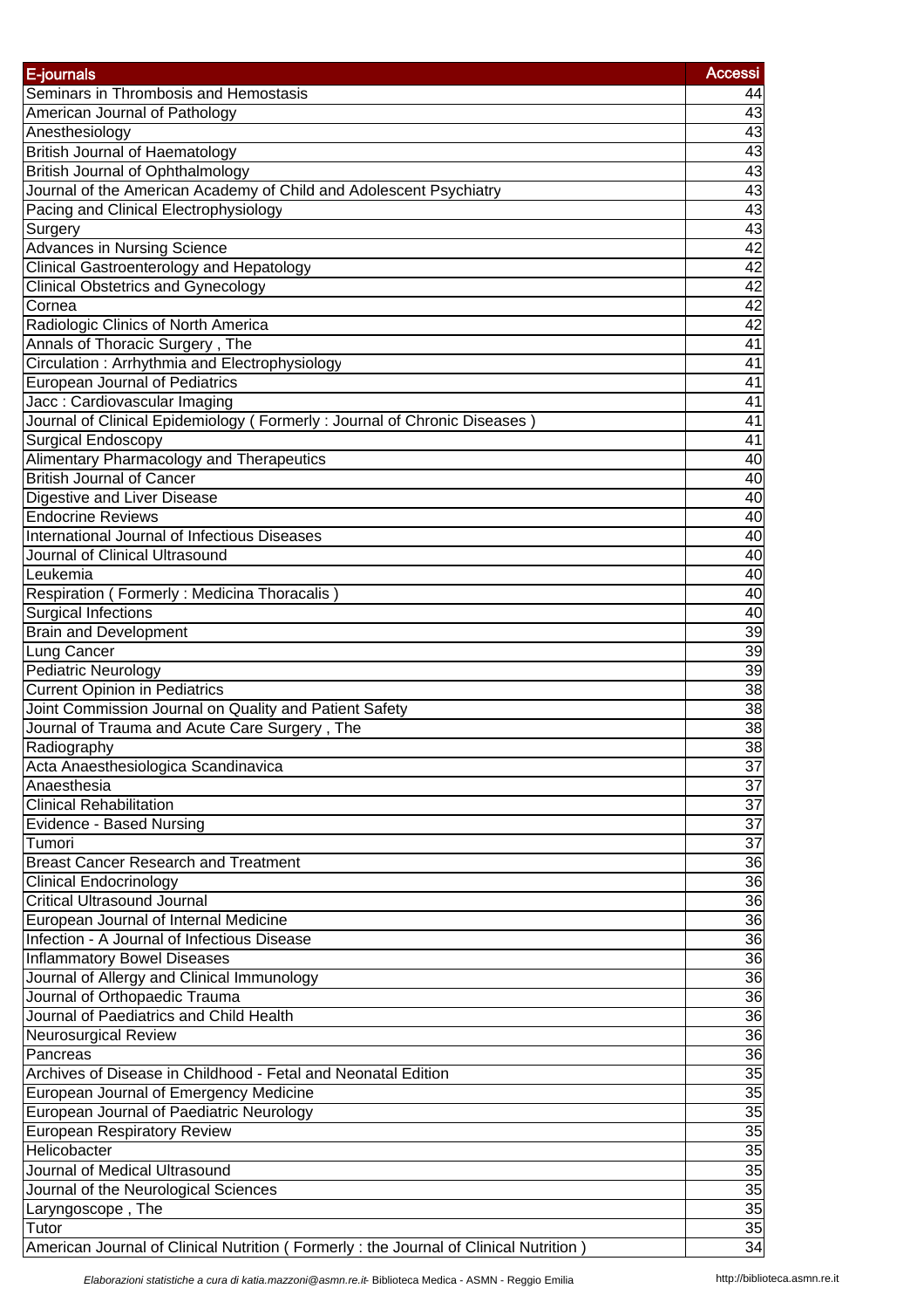| E-journals | Accessi |
|---|---|
| Seminars in Thrombosis and Hemostasis | 44 |
| American Journal of Pathology | 43 |
| Anesthesiology | 43 |
| British Journal of Haematology | 43 |
| British Journal of Ophthalmology | 43 |
| Journal of the American Academy of Child and Adolescent Psychiatry | 43 |
| Pacing and Clinical Electrophysiology | 43 |
| Surgery | 43 |
| Advances in Nursing Science | 42 |
| Clinical Gastroenterology and Hepatology | 42 |
| Clinical Obstetrics and Gynecology | 42 |
| Cornea | 42 |
| Radiologic Clinics of North America | 42 |
| Annals of Thoracic Surgery , The | 41 |
| Circulation : Arrhythmia and Electrophysiology | 41 |
| European Journal of Pediatrics | 41 |
| Jacc : Cardiovascular Imaging | 41 |
| Journal of Clinical Epidemiology ( Formerly : Journal of Chronic Diseases ) | 41 |
| Surgical Endoscopy | 41 |
| Alimentary Pharmacology and Therapeutics | 40 |
| British Journal of Cancer | 40 |
| Digestive and Liver Disease | 40 |
| Endocrine Reviews | 40 |
| International Journal of Infectious Diseases | 40 |
| Journal of Clinical Ultrasound | 40 |
| Leukemia | 40 |
| Respiration ( Formerly : Medicina Thoracalis ) | 40 |
| Surgical Infections | 40 |
| Brain and Development | 39 |
| Lung Cancer | 39 |
| Pediatric Neurology | 39 |
| Current Opinion in Pediatrics | 38 |
| Joint Commission Journal on Quality and Patient Safety | 38 |
| Journal of Trauma and Acute Care Surgery , The | 38 |
| Radiography | 38 |
| Acta Anaesthesiologica Scandinavica | 37 |
| Anaesthesia | 37 |
| Clinical Rehabilitation | 37 |
| Evidence - Based Nursing | 37 |
| Tumori | 37 |
| Breast Cancer Research and Treatment | 36 |
| Clinical Endocrinology | 36 |
| Critical Ultrasound Journal | 36 |
| European Journal of Internal Medicine | 36 |
| Infection - A Journal of Infectious Disease | 36 |
| Inflammatory Bowel Diseases | 36 |
| Journal of Allergy and Clinical Immunology | 36 |
| Journal of Orthopaedic Trauma | 36 |
| Journal of Paediatrics and Child Health | 36 |
| Neurosurgical Review | 36 |
| Pancreas | 36 |
| Archives of Disease in Childhood - Fetal and Neonatal Edition | 35 |
| European Journal of Emergency Medicine | 35 |
| European Journal of Paediatric Neurology | 35 |
| European Respiratory Review | 35 |
| Helicobacter | 35 |
| Journal of Medical Ultrasound | 35 |
| Journal of the Neurological Sciences | 35 |
| Laryngoscope , The | 35 |
| Tutor | 35 |
| American Journal of Clinical Nutrition ( Formerly : the Journal of Clinical Nutrition ) | 34 |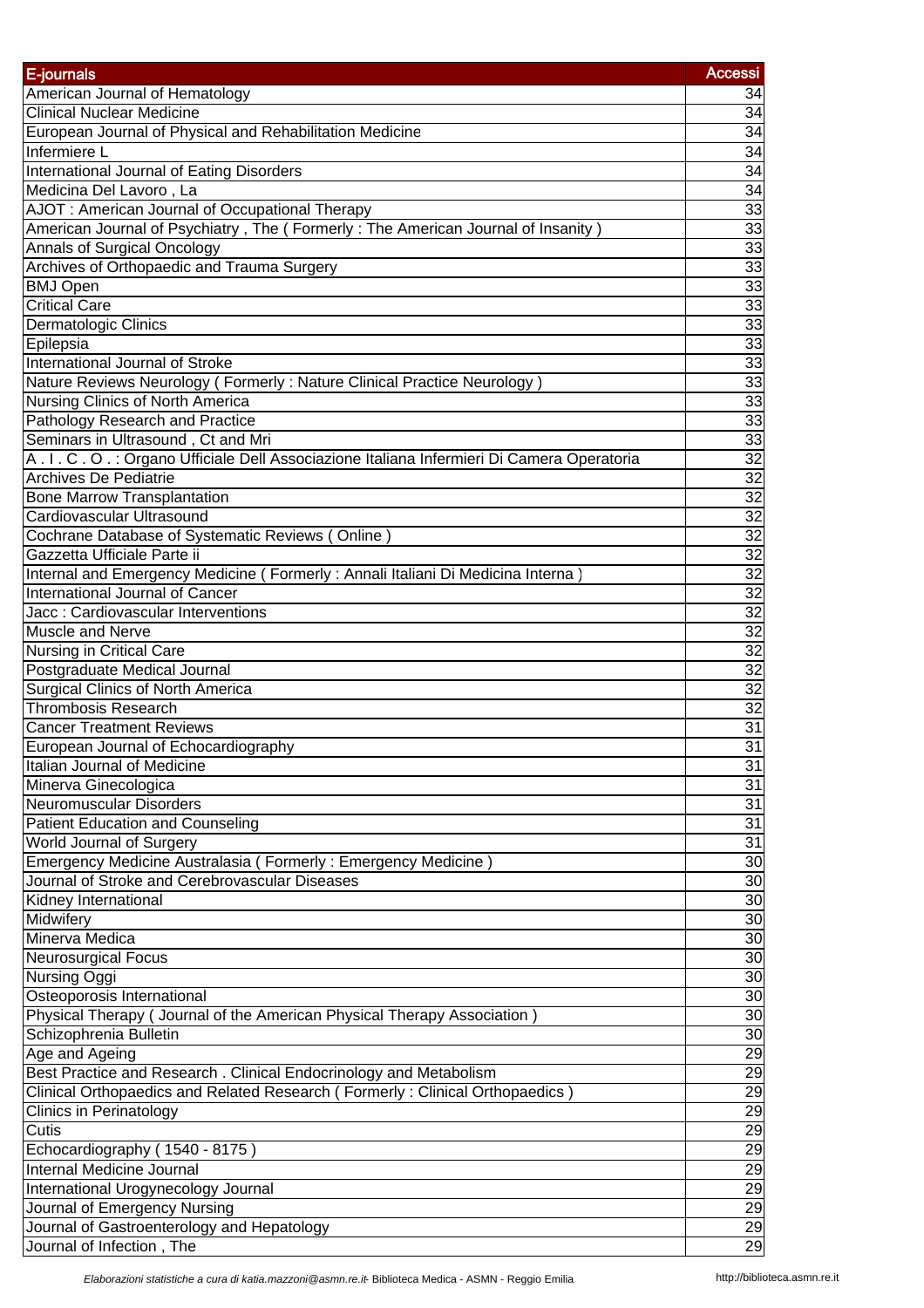| E-journals | Accessi |
| --- | --- |
| American Journal of Hematology | 34 |
| Clinical Nuclear Medicine | 34 |
| European Journal of Physical and Rehabilitation Medicine | 34 |
| Infermiere L | 34 |
| International Journal of Eating Disorders | 34 |
| Medicina Del Lavoro , La | 34 |
| AJOT : American Journal of Occupational Therapy | 33 |
| American Journal of Psychiatry , The ( Formerly : The American Journal of Insanity ) | 33 |
| Annals of Surgical Oncology | 33 |
| Archives of Orthopaedic and Trauma Surgery | 33 |
| BMJ Open | 33 |
| Critical Care | 33 |
| Dermatologic Clinics | 33 |
| Epilepsia | 33 |
| International Journal of Stroke | 33 |
| Nature Reviews Neurology ( Formerly : Nature Clinical Practice Neurology ) | 33 |
| Nursing Clinics of North America | 33 |
| Pathology Research and Practice | 33 |
| Seminars in Ultrasound , Ct and Mri | 33 |
| A . I . C . O . : Organo Ufficiale Dell Associazione Italiana Infermieri Di Camera Operatoria | 32 |
| Archives De Pediatrie | 32 |
| Bone Marrow Transplantation | 32 |
| Cardiovascular Ultrasound | 32 |
| Cochrane Database of Systematic Reviews ( Online ) | 32 |
| Gazzetta Ufficiale Parte ii | 32 |
| Internal and Emergency Medicine ( Formerly : Annali Italiani Di Medicina Interna ) | 32 |
| International Journal of Cancer | 32 |
| Jacc : Cardiovascular Interventions | 32 |
| Muscle and Nerve | 32 |
| Nursing in Critical Care | 32 |
| Postgraduate Medical Journal | 32 |
| Surgical Clinics of North America | 32 |
| Thrombosis Research | 32 |
| Cancer Treatment Reviews | 31 |
| European Journal of Echocardiography | 31 |
| Italian Journal of Medicine | 31 |
| Minerva Ginecologica | 31 |
| Neuromuscular Disorders | 31 |
| Patient Education and Counseling | 31 |
| World Journal of Surgery | 31 |
| Emergency Medicine Australasia ( Formerly : Emergency Medicine ) | 30 |
| Journal of Stroke and Cerebrovascular Diseases | 30 |
| Kidney International | 30 |
| Midwifery | 30 |
| Minerva Medica | 30 |
| Neurosurgical Focus | 30 |
| Nursing Oggi | 30 |
| Osteoporosis International | 30 |
| Physical Therapy ( Journal of the American Physical Therapy Association ) | 30 |
| Schizophrenia Bulletin | 30 |
| Age and Ageing | 29 |
| Best Practice and Research . Clinical Endocrinology and Metabolism | 29 |
| Clinical Orthopaedics and Related Research ( Formerly : Clinical Orthopaedics ) | 29 |
| Clinics in Perinatology | 29 |
| Cutis | 29 |
| Echocardiography ( 1540 - 8175 ) | 29 |
| Internal Medicine Journal | 29 |
| International Urogynecology Journal | 29 |
| Journal of Emergency Nursing | 29 |
| Journal of Gastroenterology and Hepatology | 29 |
| Journal of Infection , The | 29 |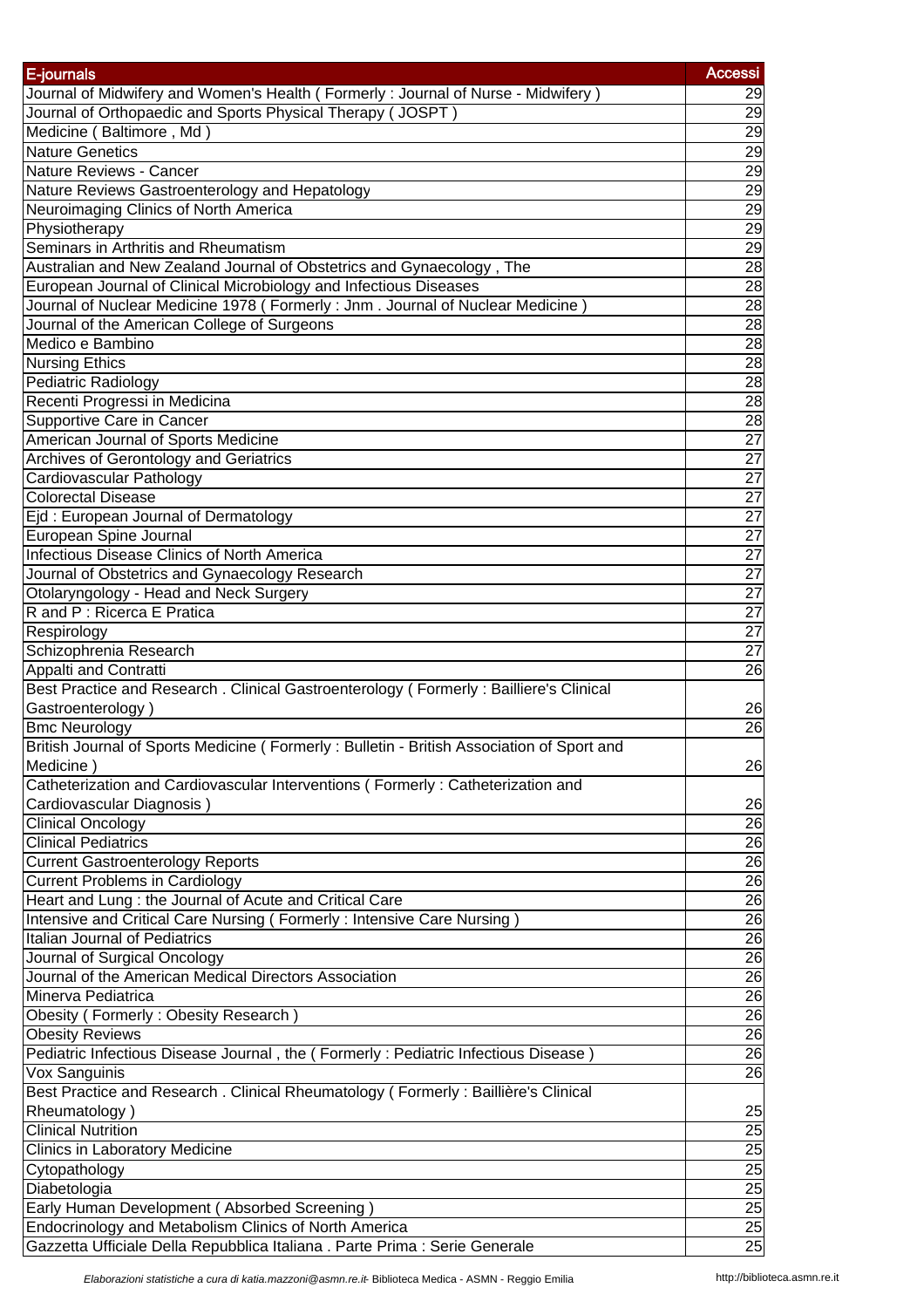| E-journals | Accessi |
| --- | --- |
| Journal of Midwifery and Women's Health ( Formerly : Journal of Nurse - Midwifery ) | 29 |
| Journal of Orthopaedic and Sports Physical Therapy ( JOSPT ) | 29 |
| Medicine ( Baltimore , Md ) | 29 |
| Nature Genetics | 29 |
| Nature Reviews - Cancer | 29 |
| Nature Reviews Gastroenterology and Hepatology | 29 |
| Neuroimaging Clinics of North America | 29 |
| Physiotherapy | 29 |
| Seminars in Arthritis and Rheumatism | 29 |
| Australian and New Zealand Journal of Obstetrics and Gynaecology , The | 28 |
| European Journal of Clinical Microbiology and Infectious Diseases | 28 |
| Journal of Nuclear Medicine 1978 ( Formerly : Jnm . Journal of Nuclear Medicine ) | 28 |
| Journal of the American College of Surgeons | 28 |
| Medico e Bambino | 28 |
| Nursing Ethics | 28 |
| Pediatric Radiology | 28 |
| Recenti Progressi in Medicina | 28 |
| Supportive Care in Cancer | 28 |
| American Journal of Sports Medicine | 27 |
| Archives of Gerontology and Geriatrics | 27 |
| Cardiovascular Pathology | 27 |
| Colorectal Disease | 27 |
| Ejd : European Journal of Dermatology | 27 |
| European Spine Journal | 27 |
| Infectious Disease Clinics of North America | 27 |
| Journal of Obstetrics and Gynaecology Research | 27 |
| Otolaryngology - Head and Neck Surgery | 27 |
| R and P : Ricerca E Pratica | 27 |
| Respirology | 27 |
| Schizophrenia Research | 27 |
| Appalti and Contratti | 26 |
| Best Practice and Research . Clinical Gastroenterology ( Formerly : Bailliere's Clinical Gastroenterology ) | 26 |
| Bmc Neurology | 26 |
| British Journal of Sports Medicine ( Formerly : Bulletin - British Association of Sport and Medicine ) | 26 |
| Catheterization and Cardiovascular Interventions ( Formerly : Catheterization and Cardiovascular Diagnosis ) | 26 |
| Clinical Oncology | 26 |
| Clinical Pediatrics | 26 |
| Current Gastroenterology Reports | 26 |
| Current Problems in Cardiology | 26 |
| Heart and Lung : the Journal of Acute and Critical Care | 26 |
| Intensive and Critical Care Nursing ( Formerly : Intensive Care Nursing ) | 26 |
| Italian Journal of Pediatrics | 26 |
| Journal of Surgical Oncology | 26 |
| Journal of the American Medical Directors Association | 26 |
| Minerva Pediatrica | 26 |
| Obesity ( Formerly : Obesity Research ) | 26 |
| Obesity Reviews | 26 |
| Pediatric Infectious Disease Journal , the ( Formerly : Pediatric Infectious Disease ) | 26 |
| Vox Sanguinis | 26 |
| Best Practice and Research . Clinical Rheumatology ( Formerly : Baillière's Clinical Rheumatology ) | 25 |
| Clinical Nutrition | 25 |
| Clinics in Laboratory Medicine | 25 |
| Cytopathology | 25 |
| Diabetologia | 25 |
| Early Human Development ( Absorbed Screening ) | 25 |
| Endocrinology and Metabolism Clinics of North America | 25 |
| Gazzetta Ufficiale Della Repubblica Italiana . Parte Prima : Serie Generale | 25 |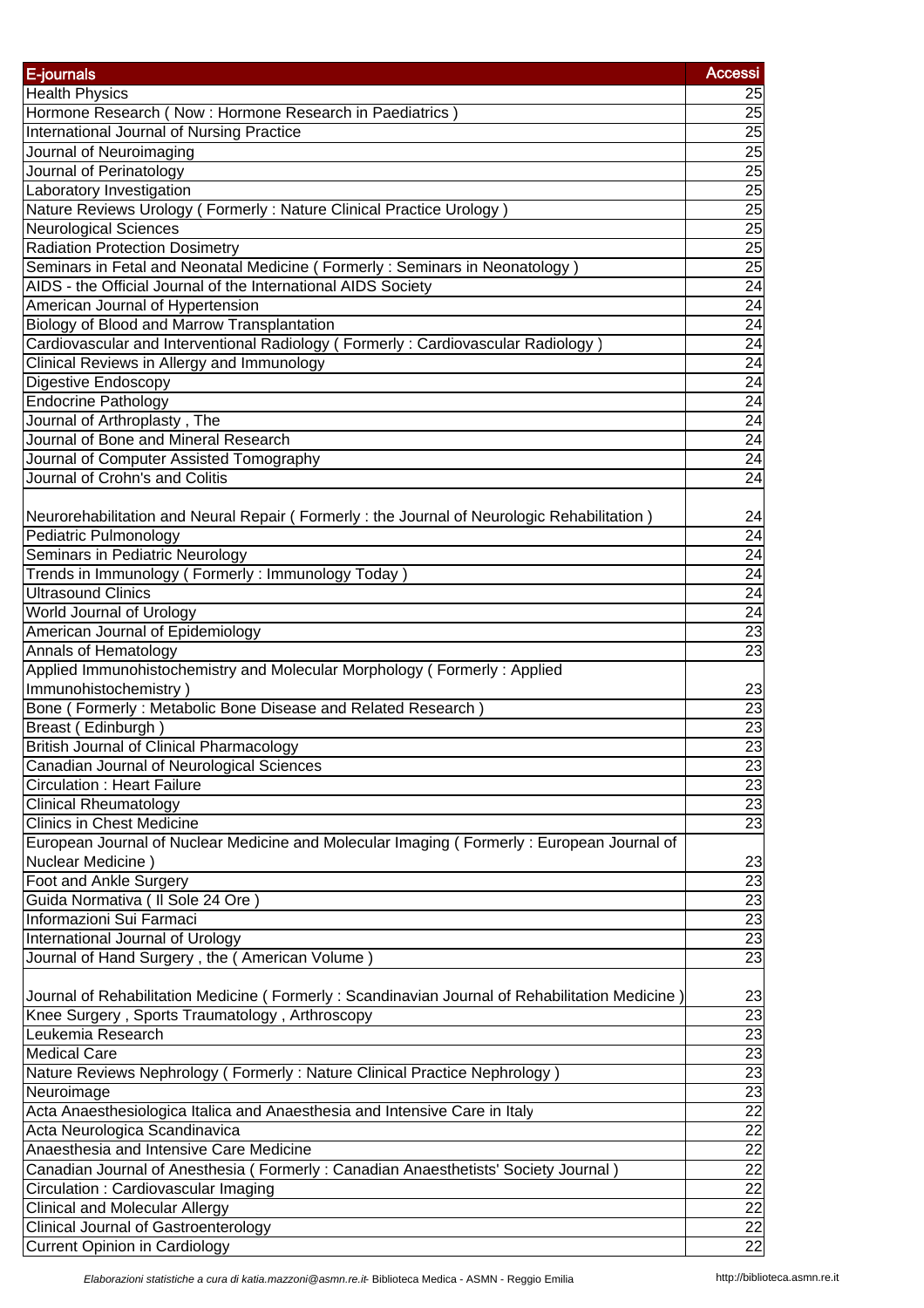| E-journals | Accessi |
| --- | --- |
| Health Physics | 25 |
| Hormone Research ( Now : Hormone Research in Paediatrics ) | 25 |
| International Journal of Nursing Practice | 25 |
| Journal of Neuroimaging | 25 |
| Journal of Perinatology | 25 |
| Laboratory Investigation | 25 |
| Nature Reviews Urology ( Formerly : Nature Clinical Practice Urology ) | 25 |
| Neurological Sciences | 25 |
| Radiation Protection Dosimetry | 25 |
| Seminars in Fetal and Neonatal Medicine ( Formerly : Seminars in Neonatology ) | 25 |
| AIDS - the Official Journal of the International AIDS Society | 24 |
| American Journal of Hypertension | 24 |
| Biology of Blood and Marrow Transplantation | 24 |
| Cardiovascular and Interventional Radiology ( Formerly : Cardiovascular Radiology ) | 24 |
| Clinical Reviews in Allergy and Immunology | 24 |
| Digestive Endoscopy | 24 |
| Endocrine Pathology | 24 |
| Journal of Arthroplasty , The | 24 |
| Journal of Bone and Mineral Research | 24 |
| Journal of Computer Assisted Tomography | 24 |
| Journal of Crohn's and Colitis | 24 |
| Neurorehabilitation and Neural Repair ( Formerly : the Journal of Neurologic Rehabilitation ) | 24 |
| Pediatric Pulmonology | 24 |
| Seminars in Pediatric Neurology | 24 |
| Trends in Immunology ( Formerly : Immunology Today ) | 24 |
| Ultrasound Clinics | 24 |
| World Journal of Urology | 24 |
| American Journal of Epidemiology | 23 |
| Annals of Hematology | 23 |
| Applied Immunohistochemistry and Molecular Morphology ( Formerly : Applied Immunohistochemistry ) | 23 |
| Bone ( Formerly : Metabolic Bone Disease and Related Research ) | 23 |
| Breast ( Edinburgh ) | 23 |
| British Journal of Clinical Pharmacology | 23 |
| Canadian Journal of Neurological Sciences | 23 |
| Circulation : Heart Failure | 23 |
| Clinical Rheumatology | 23 |
| Clinics in Chest Medicine | 23 |
| European Journal of Nuclear Medicine and Molecular Imaging ( Formerly : European Journal of Nuclear Medicine ) | 23 |
| Foot and Ankle Surgery | 23 |
| Guida Normativa ( Il Sole 24 Ore ) | 23 |
| Informazioni Sui Farmaci | 23 |
| International Journal of Urology | 23 |
| Journal of Hand Surgery , the ( American Volume ) | 23 |
| Journal of Rehabilitation Medicine ( Formerly : Scandinavian Journal of Rehabilitation Medicine ) | 23 |
| Knee Surgery , Sports Traumatology , Arthroscopy | 23 |
| Leukemia Research | 23 |
| Medical Care | 23 |
| Nature Reviews Nephrology ( Formerly : Nature Clinical Practice Nephrology ) | 23 |
| Neuroimage | 23 |
| Acta Anaesthesiologica Italica and Anaesthesia and Intensive Care in Italy | 22 |
| Acta Neurologica Scandinavica | 22 |
| Anaesthesia and Intensive Care Medicine | 22 |
| Canadian Journal of Anesthesia ( Formerly : Canadian Anaesthetists' Society Journal ) | 22 |
| Circulation : Cardiovascular Imaging | 22 |
| Clinical and Molecular Allergy | 22 |
| Clinical Journal of Gastroenterology | 22 |
| Current Opinion in Cardiology | 22 |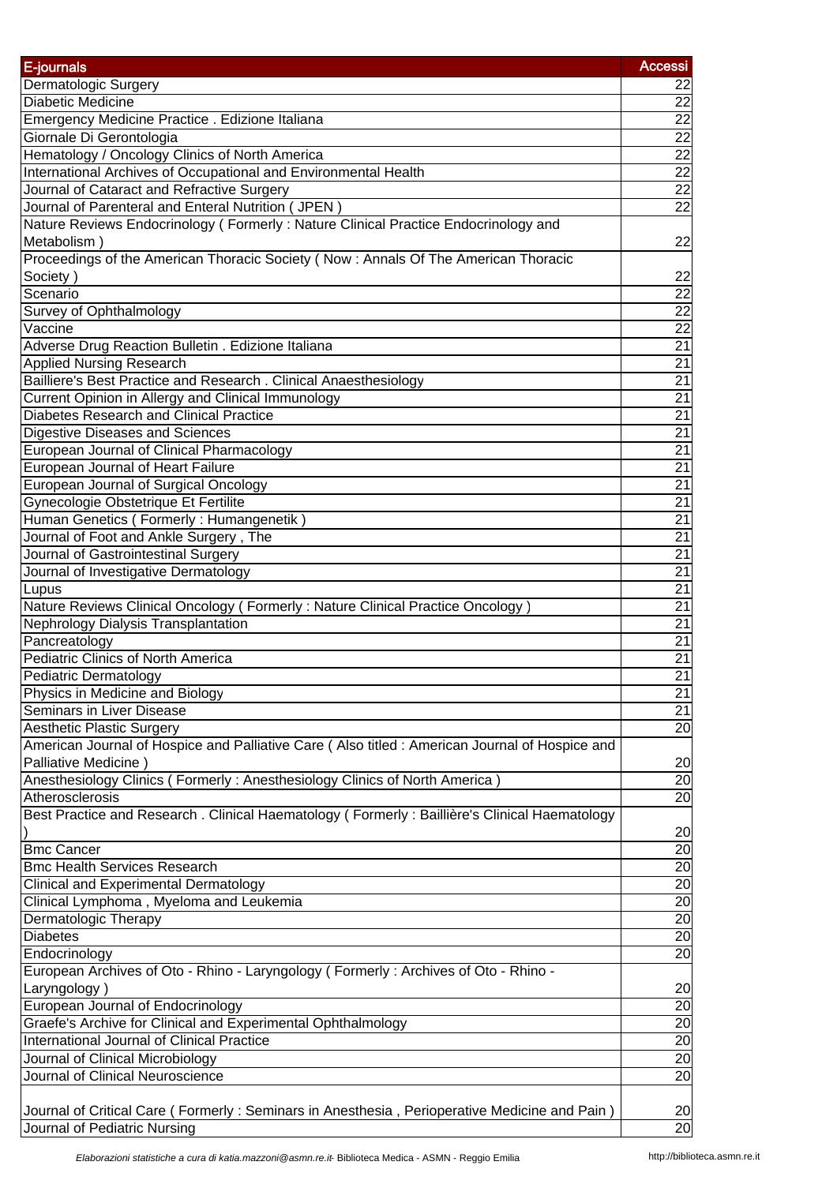| E-journals | Accessi |
|---|---|
| Dermatologic Surgery | 22 |
| Diabetic Medicine | 22 |
| Emergency Medicine Practice . Edizione Italiana | 22 |
| Giornale Di Gerontologia | 22 |
| Hematology / Oncology Clinics of North America | 22 |
| International Archives of Occupational and Environmental Health | 22 |
| Journal of Cataract and Refractive Surgery | 22 |
| Journal of Parenteral and Enteral Nutrition ( JPEN ) | 22 |
| Nature Reviews Endocrinology ( Formerly : Nature Clinical Practice Endocrinology and Metabolism ) | 22 |
| Proceedings of the American Thoracic Society ( Now : Annals Of The American Thoracic Society ) | 22 |
| Scenario | 22 |
| Survey of Ophthalmology | 22 |
| Vaccine | 22 |
| Adverse Drug Reaction Bulletin . Edizione Italiana | 21 |
| Applied Nursing Research | 21 |
| Bailliere's Best Practice and Research . Clinical Anaesthesiology | 21 |
| Current Opinion in Allergy and Clinical Immunology | 21 |
| Diabetes Research and Clinical Practice | 21 |
| Digestive Diseases and Sciences | 21 |
| European Journal of Clinical Pharmacology | 21 |
| European Journal of Heart Failure | 21 |
| European Journal of Surgical Oncology | 21 |
| Gynecologie Obstetrique Et Fertilite | 21 |
| Human Genetics ( Formerly : Humangenetik ) | 21 |
| Journal of Foot and Ankle Surgery , The | 21 |
| Journal of Gastrointestinal Surgery | 21 |
| Journal of Investigative Dermatology | 21 |
| Lupus | 21 |
| Nature Reviews Clinical Oncology ( Formerly : Nature Clinical Practice Oncology ) | 21 |
| Nephrology Dialysis Transplantation | 21 |
| Pancreatology | 21 |
| Pediatric Clinics of North America | 21 |
| Pediatric Dermatology | 21 |
| Physics in Medicine and Biology | 21 |
| Seminars in Liver Disease | 21 |
| Aesthetic Plastic Surgery | 20 |
| American Journal of Hospice and Palliative Care ( Also titled : American Journal of Hospice and Palliative Medicine ) | 20 |
| Anesthesiology Clinics ( Formerly : Anesthesiology Clinics of North America ) | 20 |
| Atherosclerosis | 20 |
| Best Practice and Research . Clinical Haematology ( Formerly : Baillière's Clinical Haematology ) | 20 |
| Bmc Cancer | 20 |
| Bmc Health Services Research | 20 |
| Clinical and Experimental Dermatology | 20 |
| Clinical Lymphoma , Myeloma and Leukemia | 20 |
| Dermatologic Therapy | 20 |
| Diabetes | 20 |
| Endocrinology | 20 |
| European Archives of Oto - Rhino - Laryngology ( Formerly : Archives of Oto - Rhino - Laryngology ) | 20 |
| European Journal of Endocrinology | 20 |
| Graefe's Archive for Clinical and Experimental Ophthalmology | 20 |
| International Journal of Clinical Practice | 20 |
| Journal of Clinical Microbiology | 20 |
| Journal of Clinical Neuroscience | 20 |
| Journal of Critical Care ( Formerly : Seminars in Anesthesia , Perioperative Medicine and Pain ) | 20 |
| Journal of Pediatric Nursing | 20 |

*Elaborazioni statistiche a cura di katia.mazzoni@asmn.re.it* - Biblioteca Medica - ASMN - Reggio Emilia http://biblioteca.asmn.re.it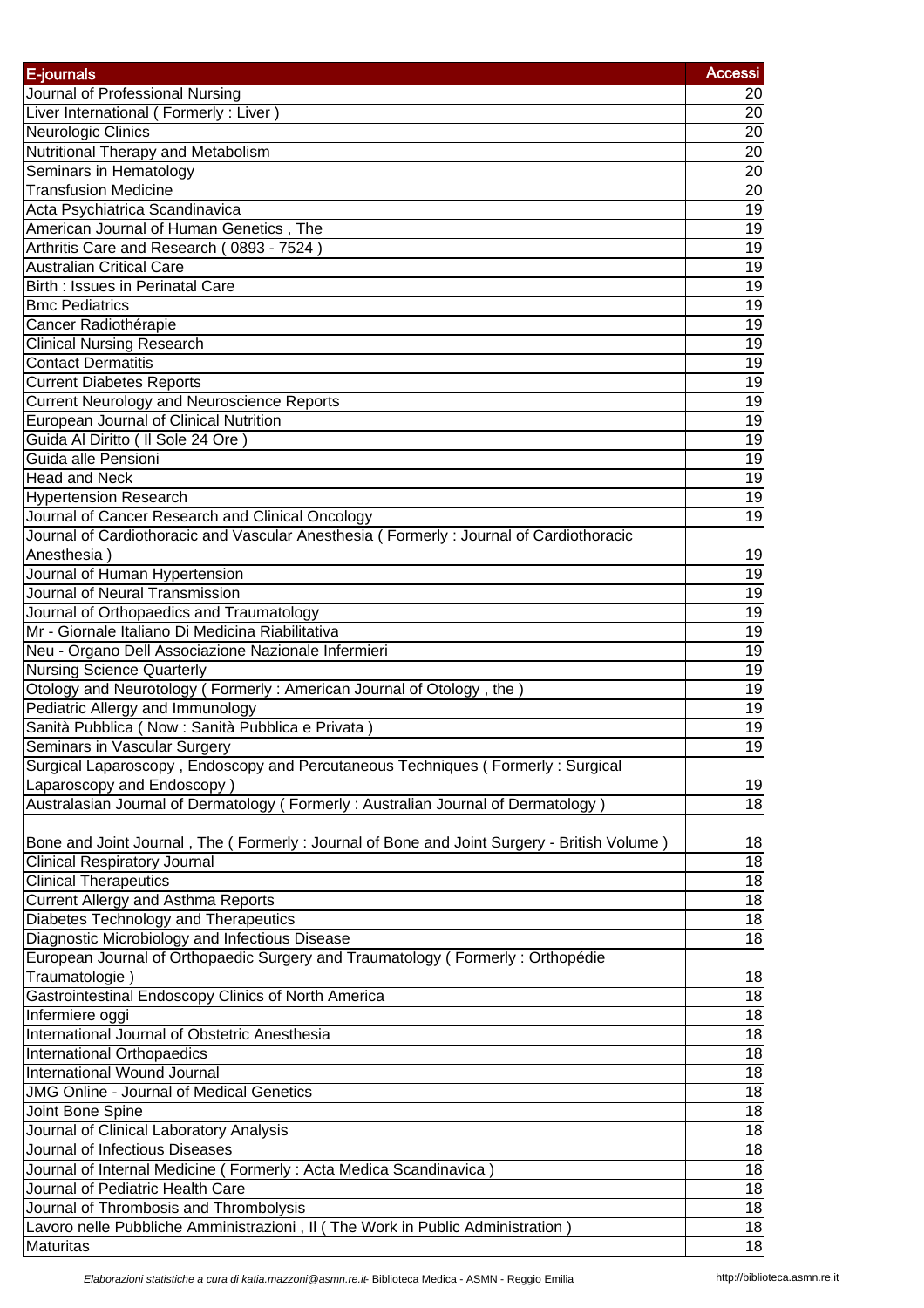| E-journals | Accessi |
|---|---|
| Journal of Professional Nursing | 20 |
| Liver International ( Formerly : Liver ) | 20 |
| Neurologic Clinics | 20 |
| Nutritional Therapy and Metabolism | 20 |
| Seminars in Hematology | 20 |
| Transfusion Medicine | 20 |
| Acta Psychiatrica Scandinavica | 19 |
| American Journal of Human Genetics , The | 19 |
| Arthritis Care and Research ( 0893 - 7524 ) | 19 |
| Australian Critical Care | 19 |
| Birth : Issues in Perinatal Care | 19 |
| Bmc Pediatrics | 19 |
| Cancer Radiothérapie | 19 |
| Clinical Nursing Research | 19 |
| Contact Dermatitis | 19 |
| Current Diabetes Reports | 19 |
| Current Neurology and Neuroscience Reports | 19 |
| European Journal of Clinical Nutrition | 19 |
| Guida Al Diritto ( Il Sole 24 Ore ) | 19 |
| Guida alle Pensioni | 19 |
| Head and Neck | 19 |
| Hypertension Research | 19 |
| Journal of Cancer Research and Clinical Oncology | 19 |
| Journal of Cardiothoracic and Vascular Anesthesia ( Formerly : Journal of Cardiothoracic Anesthesia ) | 19 |
| Journal of Human Hypertension | 19 |
| Journal of Neural Transmission | 19 |
| Journal of Orthopaedics and Traumatology | 19 |
| Mr - Giornale Italiano Di Medicina Riabilitativa | 19 |
| Neu - Organo Dell Associazione Nazionale Infermieri | 19 |
| Nursing Science Quarterly | 19 |
| Otology and Neurotology ( Formerly : American Journal of Otology , the ) | 19 |
| Pediatric Allergy and Immunology | 19 |
| Sanità Pubblica ( Now : Sanità Pubblica e Privata ) | 19 |
| Seminars in Vascular Surgery | 19 |
| Surgical Laparoscopy , Endoscopy and Percutaneous Techniques ( Formerly : Surgical Laparoscopy and Endoscopy ) | 19 |
| Australasian Journal of Dermatology ( Formerly : Australian Journal of Dermatology ) | 18 |
| Bone and Joint Journal , The ( Formerly : Journal of Bone and Joint Surgery - British Volume ) | 18 |
| Clinical Respiratory Journal | 18 |
| Clinical Therapeutics | 18 |
| Current Allergy and Asthma Reports | 18 |
| Diabetes Technology and Therapeutics | 18 |
| Diagnostic Microbiology and Infectious Disease | 18 |
| European Journal of Orthopaedic Surgery and Traumatology ( Formerly : Orthopédie Traumatologie ) | 18 |
| Gastrointestinal Endoscopy Clinics of North America | 18 |
| Infermiere oggi | 18 |
| International Journal of Obstetric Anesthesia | 18 |
| International Orthopaedics | 18 |
| International Wound Journal | 18 |
| JMG Online - Journal of Medical Genetics | 18 |
| Joint Bone Spine | 18 |
| Journal of Clinical Laboratory Analysis | 18 |
| Journal of Infectious Diseases | 18 |
| Journal of Internal Medicine ( Formerly : Acta Medica Scandinavica ) | 18 |
| Journal of Pediatric Health Care | 18 |
| Journal of Thrombosis and Thrombolysis | 18 |
| Lavoro nelle Pubbliche Amministrazioni , Il ( The Work in Public Administration ) | 18 |
| Maturitas | 18 |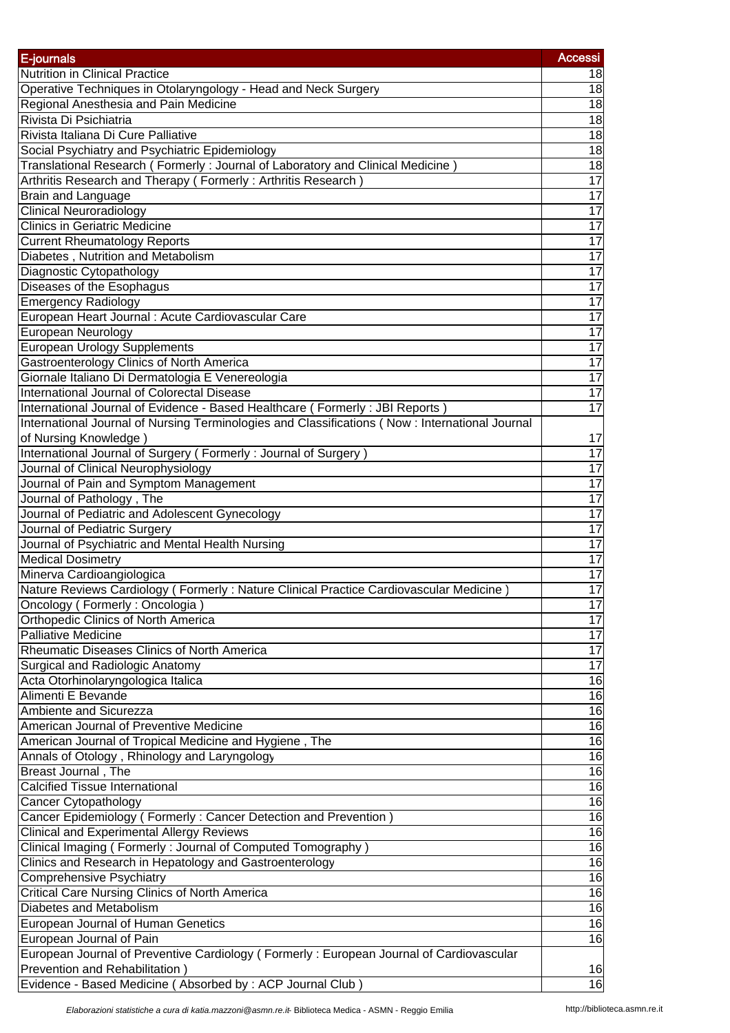| E-journals | Accessi |
|---|---|
| Nutrition in Clinical Practice | 18 |
| Operative Techniques in Otolaryngology - Head and Neck Surgery | 18 |
| Regional Anesthesia and Pain Medicine | 18 |
| Rivista Di Psichiatria | 18 |
| Rivista Italiana Di Cure Palliative | 18 |
| Social Psychiatry and Psychiatric Epidemiology | 18 |
| Translational Research ( Formerly : Journal of Laboratory and Clinical Medicine ) | 18 |
| Arthritis Research and Therapy ( Formerly : Arthritis Research ) | 17 |
| Brain and Language | 17 |
| Clinical Neuroradiology | 17 |
| Clinics in Geriatric Medicine | 17 |
| Current Rheumatology Reports | 17 |
| Diabetes , Nutrition and Metabolism | 17 |
| Diagnostic Cytopathology | 17 |
| Diseases of the Esophagus | 17 |
| Emergency Radiology | 17 |
| European Heart Journal : Acute Cardiovascular Care | 17 |
| European Neurology | 17 |
| European Urology Supplements | 17 |
| Gastroenterology Clinics of North America | 17 |
| Giornale Italiano Di Dermatologia E Venereologia | 17 |
| International Journal of Colorectal Disease | 17 |
| International Journal of Evidence - Based Healthcare ( Formerly : JBI Reports ) | 17 |
| International Journal of Nursing Terminologies and Classifications ( Now : International Journal of Nursing Knowledge ) | 17 |
| International Journal of Surgery ( Formerly : Journal of Surgery ) | 17 |
| Journal of Clinical Neurophysiology | 17 |
| Journal of Pain and Symptom Management | 17 |
| Journal of Pathology , The | 17 |
| Journal of Pediatric and Adolescent Gynecology | 17 |
| Journal of Pediatric Surgery | 17 |
| Journal of Psychiatric and Mental Health Nursing | 17 |
| Medical Dosimetry | 17 |
| Minerva Cardioangiologica | 17 |
| Nature Reviews Cardiology ( Formerly : Nature Clinical Practice Cardiovascular Medicine ) | 17 |
| Oncology ( Formerly : Oncologia ) | 17 |
| Orthopedic Clinics of North America | 17 |
| Palliative Medicine | 17 |
| Rheumatic Diseases Clinics of North America | 17 |
| Surgical and Radiologic Anatomy | 17 |
| Acta Otorhinolaryngologica Italica | 16 |
| Alimenti E Bevande | 16 |
| Ambiente and Sicurezza | 16 |
| American Journal of Preventive Medicine | 16 |
| American Journal of Tropical Medicine and Hygiene , The | 16 |
| Annals of Otology , Rhinology and Laryngology | 16 |
| Breast Journal , The | 16 |
| Calcified Tissue International | 16 |
| Cancer Cytopathology | 16 |
| Cancer Epidemiology ( Formerly : Cancer Detection and Prevention ) | 16 |
| Clinical and Experimental Allergy Reviews | 16 |
| Clinical Imaging ( Formerly : Journal of Computed Tomography ) | 16 |
| Clinics and Research in Hepatology and Gastroenterology | 16 |
| Comprehensive Psychiatry | 16 |
| Critical Care Nursing Clinics of North America | 16 |
| Diabetes and Metabolism | 16 |
| European Journal of Human Genetics | 16 |
| European Journal of Pain | 16 |
| European Journal of Preventive Cardiology ( Formerly : European Journal of Cardiovascular Prevention and Rehabilitation ) | 16 |
| Evidence - Based Medicine ( Absorbed by : ACP Journal Club ) | 16 |

*Elaborazioni statistiche a cura di katia.mazzoni@asmn.re.it* - Biblioteca Medica - ASMN - Reggio Emilia    http://biblioteca.asmn.re.it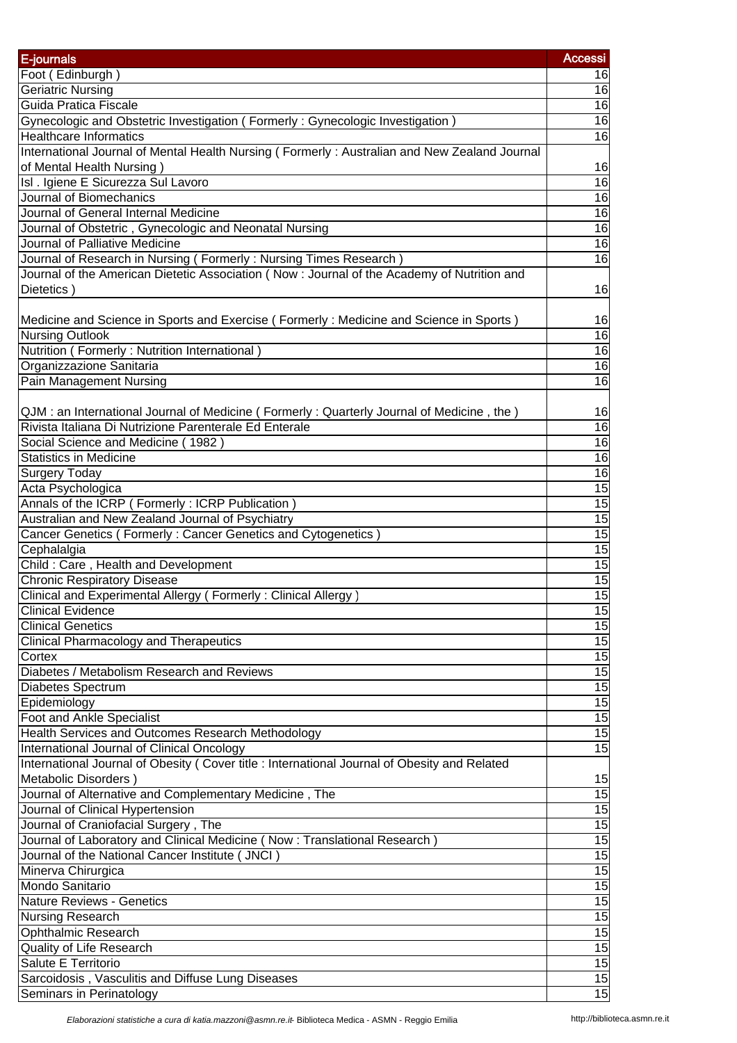| E-journals | Accessi |
|---|---|
| Foot ( Edinburgh ) | 16 |
| Geriatric Nursing | 16 |
| Guida Pratica Fiscale | 16 |
| Gynecologic and Obstetric Investigation ( Formerly : Gynecologic Investigation ) | 16 |
| Healthcare Informatics | 16 |
| International Journal of Mental Health Nursing ( Formerly : Australian and New Zealand Journal of Mental Health Nursing ) | 16 |
| Isl . Igiene E Sicurezza Sul Lavoro | 16 |
| Journal of Biomechanics | 16 |
| Journal of General Internal Medicine | 16 |
| Journal of Obstetric , Gynecologic and Neonatal Nursing | 16 |
| Journal of Palliative Medicine | 16 |
| Journal of Research in Nursing ( Formerly : Nursing Times Research ) | 16 |
| Journal of the American Dietetic Association ( Now : Journal of the Academy of Nutrition and Dietetics ) | 16 |
| Medicine and Science in Sports and Exercise ( Formerly : Medicine and Science in Sports ) | 16 |
| Nursing Outlook | 16 |
| Nutrition ( Formerly : Nutrition International ) | 16 |
| Organizzazione Sanitaria | 16 |
| Pain Management Nursing | 16 |
| QJM : an International Journal of Medicine ( Formerly : Quarterly Journal of Medicine , the ) | 16 |
| Rivista Italiana Di Nutrizione Parenterale Ed Enterale | 16 |
| Social Science and Medicine ( 1982 ) | 16 |
| Statistics in Medicine | 16 |
| Surgery Today | 16 |
| Acta Psychologica | 15 |
| Annals of the ICRP ( Formerly : ICRP Publication ) | 15 |
| Australian and New Zealand Journal of Psychiatry | 15 |
| Cancer Genetics ( Formerly : Cancer Genetics and Cytogenetics ) | 15 |
| Cephalalgia | 15 |
| Child : Care , Health and Development | 15 |
| Chronic Respiratory Disease | 15 |
| Clinical and Experimental Allergy ( Formerly : Clinical Allergy ) | 15 |
| Clinical Evidence | 15 |
| Clinical Genetics | 15 |
| Clinical Pharmacology and Therapeutics | 15 |
| Cortex | 15 |
| Diabetes / Metabolism Research and Reviews | 15 |
| Diabetes Spectrum | 15 |
| Epidemiology | 15 |
| Foot and Ankle Specialist | 15 |
| Health Services and Outcomes Research Methodology | 15 |
| International Journal of Clinical Oncology | 15 |
| International Journal of Obesity ( Cover title : International Journal of Obesity and Related Metabolic Disorders ) | 15 |
| Journal of Alternative and Complementary Medicine , The | 15 |
| Journal of Clinical Hypertension | 15 |
| Journal of Craniofacial Surgery , The | 15 |
| Journal of Laboratory and Clinical Medicine ( Now : Translational Research ) | 15 |
| Journal of the National Cancer Institute ( JNCI ) | 15 |
| Minerva Chirurgica | 15 |
| Mondo Sanitario | 15 |
| Nature Reviews - Genetics | 15 |
| Nursing Research | 15 |
| Ophthalmic Research | 15 |
| Quality of Life Research | 15 |
| Salute E Territorio | 15 |
| Sarcoidosis , Vasculitis and Diffuse Lung Diseases | 15 |
| Seminars in Perinatology | 15 |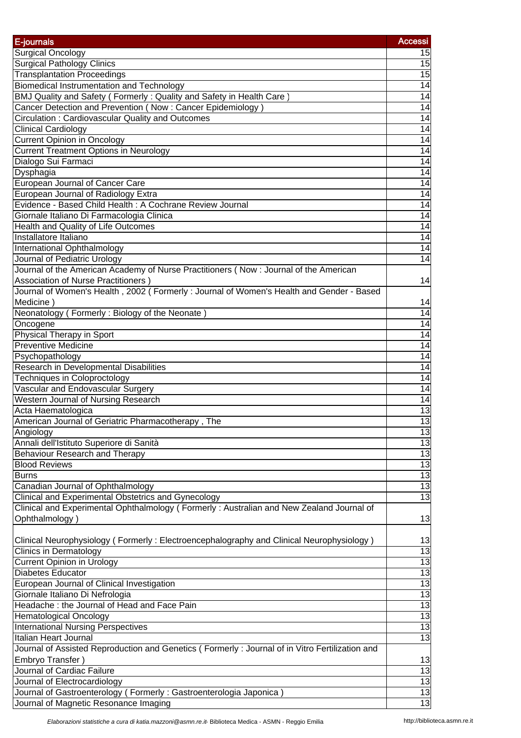| E-journals | Accessi |
| --- | --- |
| Surgical Oncology | 15 |
| Surgical Pathology Clinics | 15 |
| Transplantation Proceedings | 15 |
| Biomedical Instrumentation and Technology | 14 |
| BMJ Quality and Safety ( Formerly : Quality and Safety in Health Care ) | 14 |
| Cancer Detection and Prevention ( Now : Cancer Epidemiology ) | 14 |
| Circulation : Cardiovascular Quality and Outcomes | 14 |
| Clinical Cardiology | 14 |
| Current Opinion in Oncology | 14 |
| Current Treatment Options in Neurology | 14 |
| Dialogo Sui Farmaci | 14 |
| Dysphagia | 14 |
| European Journal of Cancer Care | 14 |
| European Journal of Radiology Extra | 14 |
| Evidence - Based Child Health : A Cochrane Review Journal | 14 |
| Giornale Italiano Di Farmacologia Clinica | 14 |
| Health and Quality of Life Outcomes | 14 |
| Installatore Italiano | 14 |
| International Ophthalmology | 14 |
| Journal of Pediatric Urology | 14 |
| Journal of the American Academy of Nurse Practitioners ( Now : Journal of the American Association of Nurse Practitioners ) | 14 |
| Journal of Women's Health , 2002 ( Formerly : Journal of Women's Health and Gender - Based Medicine ) | 14 |
| Neonatology ( Formerly : Biology of the Neonate ) | 14 |
| Oncogene | 14 |
| Physical Therapy in Sport | 14 |
| Preventive Medicine | 14 |
| Psychopathology | 14 |
| Research in Developmental Disabilities | 14 |
| Techniques in Coloproctology | 14 |
| Vascular and Endovascular Surgery | 14 |
| Western Journal of Nursing Research | 14 |
| Acta Haematologica | 13 |
| American Journal of Geriatric Pharmacotherapy , The | 13 |
| Angiology | 13 |
| Annali dell'Istituto Superiore di Sanità | 13 |
| Behaviour Research and Therapy | 13 |
| Blood Reviews | 13 |
| Burns | 13 |
| Canadian Journal of Ophthalmology | 13 |
| Clinical and Experimental Obstetrics and Gynecology | 13 |
| Clinical and Experimental Ophthalmology ( Formerly : Australian and New Zealand Journal of Ophthalmology ) | 13 |
| Clinical Neurophysiology ( Formerly : Electroencephalography and Clinical Neurophysiology ) | 13 |
| Clinics in Dermatology | 13 |
| Current Opinion in Urology | 13 |
| Diabetes Educator | 13 |
| European Journal of Clinical Investigation | 13 |
| Giornale Italiano Di Nefrologia | 13 |
| Headache : the Journal of Head and Face Pain | 13 |
| Hematological Oncology | 13 |
| International Nursing Perspectives | 13 |
| Italian Heart Journal | 13 |
| Journal of Assisted Reproduction and Genetics ( Formerly : Journal of in Vitro Fertilization and Embryo Transfer ) | 13 |
| Journal of Cardiac Failure | 13 |
| Journal of Electrocardiology | 13 |
| Journal of Gastroenterology ( Formerly : Gastroenterologia Japonica ) | 13 |
| Journal of Magnetic Resonance Imaging | 13 |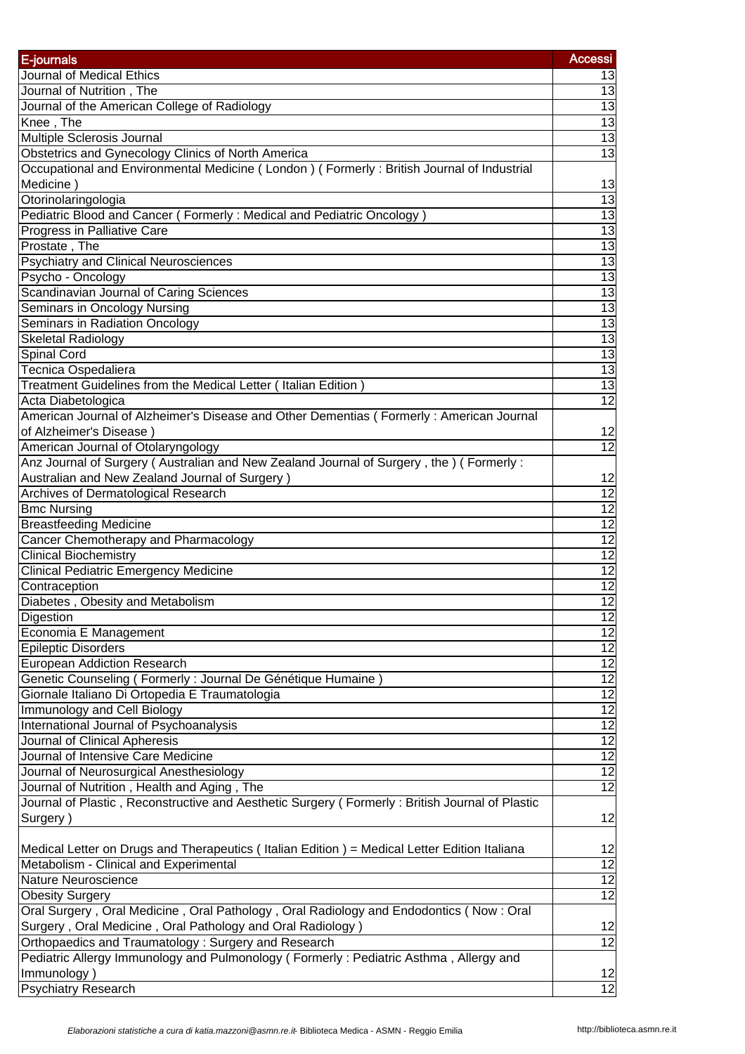| E-journals | Accessi |
| --- | --- |
| Journal of Medical Ethics | 13 |
| Journal of Nutrition , The | 13 |
| Journal of the American College of Radiology | 13 |
| Knee , The | 13 |
| Multiple Sclerosis Journal | 13 |
| Obstetrics and Gynecology Clinics of North America | 13 |
| Occupational and Environmental Medicine ( London ) ( Formerly : British Journal of Industrial Medicine ) | 13 |
| Otorinolaringologia | 13 |
| Pediatric Blood and Cancer ( Formerly : Medical and Pediatric Oncology ) | 13 |
| Progress in Palliative Care | 13 |
| Prostate , The | 13 |
| Psychiatry and Clinical Neurosciences | 13 |
| Psycho - Oncology | 13 |
| Scandinavian Journal of Caring Sciences | 13 |
| Seminars in Oncology Nursing | 13 |
| Seminars in Radiation Oncology | 13 |
| Skeletal Radiology | 13 |
| Spinal Cord | 13 |
| Tecnica Ospedaliera | 13 |
| Treatment Guidelines from the Medical Letter ( Italian Edition ) | 13 |
| Acta Diabetologica | 12 |
| American Journal of Alzheimer's Disease and Other Dementias ( Formerly : American Journal of Alzheimer's Disease ) | 12 |
| American Journal of Otolaryngology | 12 |
| Anz Journal of Surgery ( Australian and New Zealand Journal of Surgery , the ) ( Formerly : Australian and New Zealand Journal of Surgery ) | 12 |
| Archives of Dermatological Research | 12 |
| Bmc Nursing | 12 |
| Breastfeeding Medicine | 12 |
| Cancer Chemotherapy and Pharmacology | 12 |
| Clinical Biochemistry | 12 |
| Clinical Pediatric Emergency Medicine | 12 |
| Contraception | 12 |
| Diabetes , Obesity and Metabolism | 12 |
| Digestion | 12 |
| Economia E Management | 12 |
| Epileptic Disorders | 12 |
| European Addiction Research | 12 |
| Genetic Counseling ( Formerly : Journal De Génétique Humaine ) | 12 |
| Giornale Italiano Di Ortopedia E Traumatologia | 12 |
| Immunology and Cell Biology | 12 |
| International Journal of Psychoanalysis | 12 |
| Journal of Clinical Apheresis | 12 |
| Journal of Intensive Care Medicine | 12 |
| Journal of Neurosurgical Anesthesiology | 12 |
| Journal of Nutrition , Health and Aging , The | 12 |
| Journal of Plastic , Reconstructive and Aesthetic Surgery ( Formerly : British Journal of Plastic Surgery ) | 12 |
| Medical Letter on Drugs and Therapeutics ( Italian Edition ) = Medical Letter Edition Italiana | 12 |
| Metabolism - Clinical and Experimental | 12 |
| Nature Neuroscience | 12 |
| Obesity Surgery | 12 |
| Oral Surgery , Oral Medicine , Oral Pathology , Oral Radiology and Endodontics ( Now : Oral Surgery , Oral Medicine , Oral Pathology and Oral Radiology ) | 12 |
| Orthopaedics and Traumatology : Surgery and Research | 12 |
| Pediatric Allergy Immunology and Pulmonology ( Formerly : Pediatric Asthma , Allergy and Immunology ) | 12 |
| Psychiatry Research | 12 |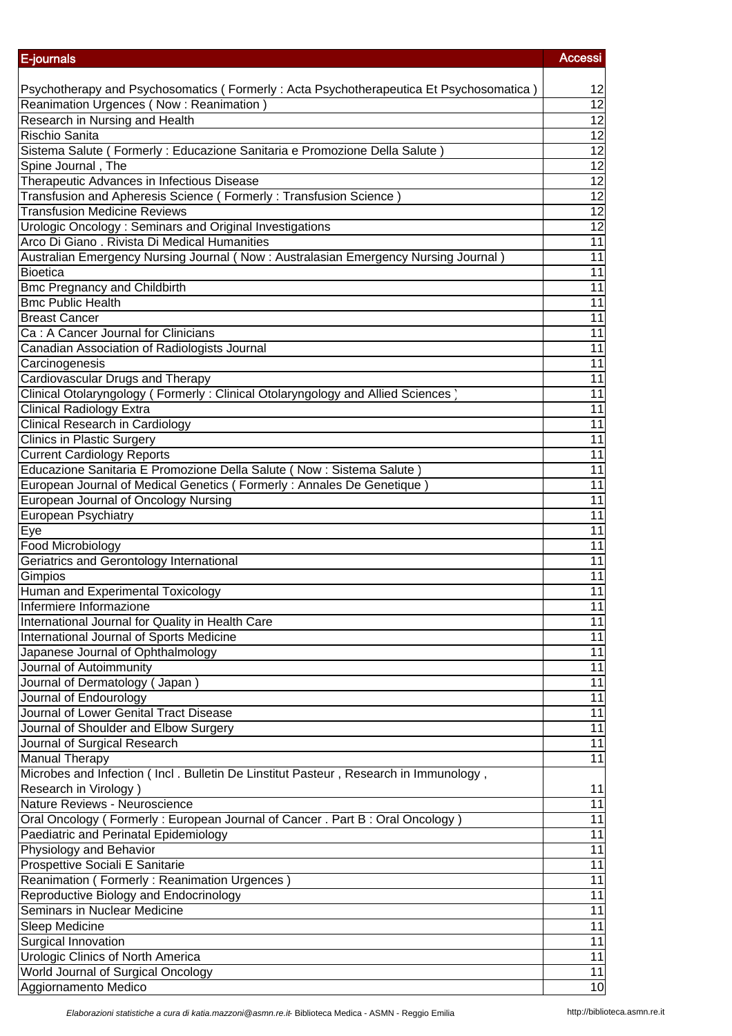| E-journals | Accessi |
|---|---|
| Psychotherapy and Psychosomatics ( Formerly : Acta Psychotherapeutica Et Psychosomatica ) | 12 |
| Reanimation Urgences ( Now : Reanimation ) | 12 |
| Research in Nursing and Health | 12 |
| Rischio Sanita | 12 |
| Sistema Salute ( Formerly : Educazione Sanitaria e Promozione Della Salute ) | 12 |
| Spine Journal , The | 12 |
| Therapeutic Advances in Infectious Disease | 12 |
| Transfusion and Apheresis Science ( Formerly : Transfusion Science ) | 12 |
| Transfusion Medicine Reviews | 12 |
| Urologic Oncology : Seminars and Original Investigations | 12 |
| Arco Di Giano . Rivista Di Medical Humanities | 11 |
| Australian Emergency Nursing Journal ( Now : Australasian Emergency Nursing Journal ) | 11 |
| Bioetica | 11 |
| Bmc Pregnancy and Childbirth | 11 |
| Bmc Public Health | 11 |
| Breast Cancer | 11 |
| Ca : A Cancer Journal for Clinicians | 11 |
| Canadian Association of Radiologists Journal | 11 |
| Carcinogenesis | 11 |
| Cardiovascular Drugs and Therapy | 11 |
| Clinical Otolaryngology ( Formerly : Clinical Otolaryngology and Allied Sciences ) | 11 |
| Clinical Radiology Extra | 11 |
| Clinical Research in Cardiology | 11 |
| Clinics in Plastic Surgery | 11 |
| Current Cardiology Reports | 11 |
| Educazione Sanitaria E Promozione Della Salute ( Now : Sistema Salute ) | 11 |
| European Journal of Medical Genetics ( Formerly : Annales De Genetique ) | 11 |
| European Journal of Oncology Nursing | 11 |
| European Psychiatry | 11 |
| Eye | 11 |
| Food Microbiology | 11 |
| Geriatrics and Gerontology International | 11 |
| Gimpios | 11 |
| Human and Experimental Toxicology | 11 |
| Infermiere Informazione | 11 |
| International Journal for Quality in Health Care | 11 |
| International Journal of Sports Medicine | 11 |
| Japanese Journal of Ophthalmology | 11 |
| Journal of Autoimmunity | 11 |
| Journal of Dermatology ( Japan ) | 11 |
| Journal of Endourology | 11 |
| Journal of Lower Genital Tract Disease | 11 |
| Journal of Shoulder and Elbow Surgery | 11 |
| Journal of Surgical Research | 11 |
| Manual Therapy | 11 |
| Microbes and Infection ( Incl . Bulletin De Linstitut Pasteur , Research in Immunology , Research in Virology ) | 11 |
| Nature Reviews - Neuroscience | 11 |
| Oral Oncology ( Formerly : European Journal of Cancer . Part B : Oral Oncology ) | 11 |
| Paediatric and Perinatal Epidemiology | 11 |
| Physiology and Behavior | 11 |
| Prospettive Sociali E Sanitarie | 11 |
| Reanimation ( Formerly : Reanimation Urgences ) | 11 |
| Reproductive Biology and Endocrinology | 11 |
| Seminars in Nuclear Medicine | 11 |
| Sleep Medicine | 11 |
| Surgical Innovation | 11 |
| Urologic Clinics of North America | 11 |
| World Journal of Surgical Oncology | 11 |
| Aggiornamento Medico | 10 |

*Elaborazioni statistiche a cura di katia.mazzoni@asmn.re.it* - Biblioteca Medica - ASMN - Reggio Emilia http://biblioteca.asmn.re.it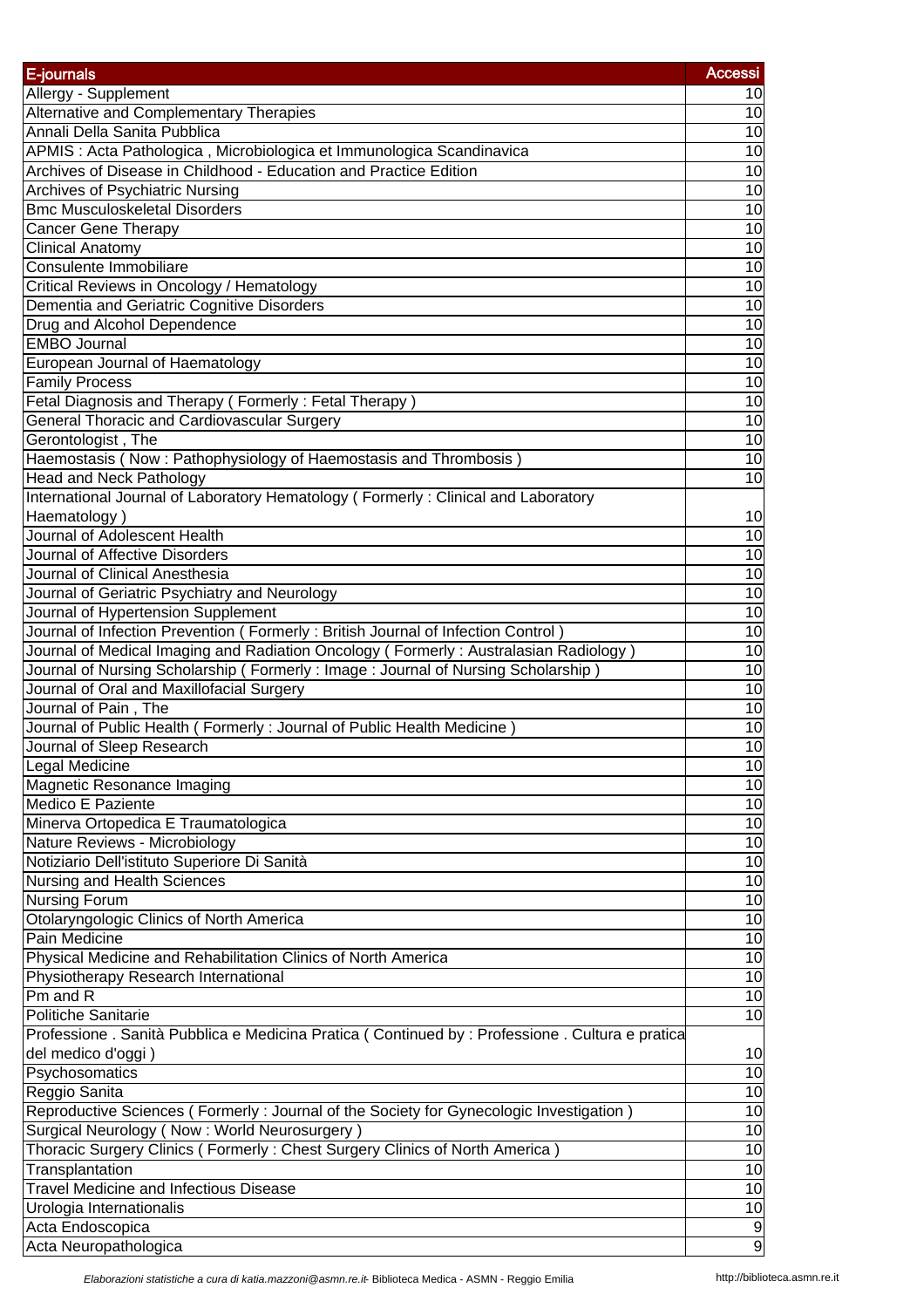| E-journals | Accessi |
|---|---|
| Allergy - Supplement | 10 |
| Alternative and Complementary Therapies | 10 |
| Annali Della Sanita Pubblica | 10 |
| APMIS : Acta Pathologica , Microbiologica et Immunologica Scandinavica | 10 |
| Archives of Disease in Childhood - Education and Practice Edition | 10 |
| Archives of Psychiatric Nursing | 10 |
| Bmc Musculoskeletal Disorders | 10 |
| Cancer Gene Therapy | 10 |
| Clinical Anatomy | 10 |
| Consulente Immobiliare | 10 |
| Critical Reviews in Oncology / Hematology | 10 |
| Dementia and Geriatric Cognitive Disorders | 10 |
| Drug and Alcohol Dependence | 10 |
| EMBO Journal | 10 |
| European Journal of Haematology | 10 |
| Family Process | 10 |
| Fetal Diagnosis and Therapy ( Formerly : Fetal Therapy ) | 10 |
| General Thoracic and Cardiovascular Surgery | 10 |
| Gerontologist , The | 10 |
| Haemostasis ( Now : Pathophysiology of Haemostasis and Thrombosis ) | 10 |
| Head and Neck Pathology | 10 |
| International Journal of Laboratory Hematology ( Formerly : Clinical and Laboratory Haematology ) | 10 |
| Journal of Adolescent Health | 10 |
| Journal of Affective Disorders | 10 |
| Journal of Clinical Anesthesia | 10 |
| Journal of Geriatric Psychiatry and Neurology | 10 |
| Journal of Hypertension Supplement | 10 |
| Journal of Infection Prevention ( Formerly : British Journal of Infection Control ) | 10 |
| Journal of Medical Imaging and Radiation Oncology ( Formerly : Australasian Radiology ) | 10 |
| Journal of Nursing Scholarship ( Formerly : Image : Journal of Nursing Scholarship ) | 10 |
| Journal of Oral and Maxillofacial Surgery | 10 |
| Journal of Pain , The | 10 |
| Journal of Public Health ( Formerly : Journal of Public Health Medicine ) | 10 |
| Journal of Sleep Research | 10 |
| Legal Medicine | 10 |
| Magnetic Resonance Imaging | 10 |
| Medico E Paziente | 10 |
| Minerva Ortopedica E Traumatologica | 10 |
| Nature Reviews - Microbiology | 10 |
| Notiziario Dell'istituto Superiore Di Sanità | 10 |
| Nursing and Health Sciences | 10 |
| Nursing Forum | 10 |
| Otolaryngologic Clinics of North America | 10 |
| Pain Medicine | 10 |
| Physical Medicine and Rehabilitation Clinics of North America | 10 |
| Physiotherapy Research International | 10 |
| Pm and R | 10 |
| Politiche Sanitarie | 10 |
| Professione . Sanità Pubblica e Medicina Pratica ( Continued by : Professione . Cultura e pratica del medico d'oggi ) | 10 |
| Psychosomatics | 10 |
| Reggio Sanita | 10 |
| Reproductive Sciences ( Formerly : Journal of the Society for Gynecologic Investigation ) | 10 |
| Surgical Neurology ( Now : World Neurosurgery ) | 10 |
| Thoracic Surgery Clinics ( Formerly : Chest Surgery Clinics of North America ) | 10 |
| Transplantation | 10 |
| Travel Medicine and Infectious Disease | 10 |
| Urologia Internationalis | 10 |
| Acta Endoscopica | 9 |
| Acta Neuropathologica | 9 |

*Elaborazioni statistiche a cura di katia.mazzoni@asmn.re.it*- Biblioteca Medica - ASMN - Reggio Emilia http://biblioteca.asmn.re.it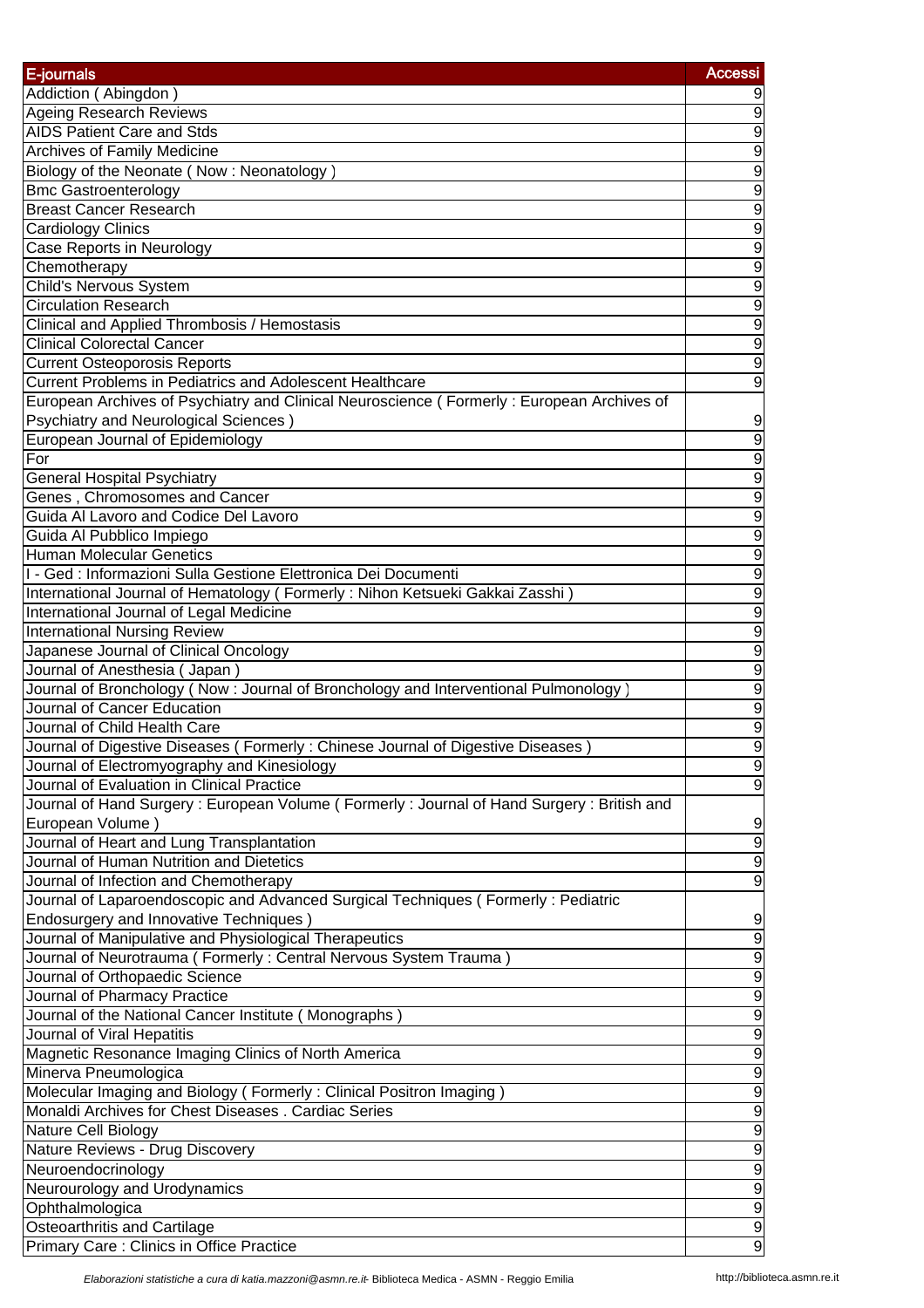| E-journals | Accessi |
|---|---|
| Addiction ( Abingdon ) | 9 |
| Ageing Research Reviews | 9 |
| AIDS Patient Care and Stds | 9 |
| Archives of Family Medicine | 9 |
| Biology of the Neonate ( Now : Neonatology ) | 9 |
| Bmc Gastroenterology | 9 |
| Breast Cancer Research | 9 |
| Cardiology Clinics | 9 |
| Case Reports in Neurology | 9 |
| Chemotherapy | 9 |
| Child's Nervous System | 9 |
| Circulation Research | 9 |
| Clinical and Applied Thrombosis / Hemostasis | 9 |
| Clinical Colorectal Cancer | 9 |
| Current Osteoporosis Reports | 9 |
| Current Problems in Pediatrics and Adolescent Healthcare | 9 |
| European Archives of Psychiatry and Clinical Neuroscience ( Formerly : European Archives of Psychiatry and Neurological Sciences ) | 9 |
| European Journal of Epidemiology | 9 |
| For | 9 |
| General Hospital Psychiatry | 9 |
| Genes , Chromosomes and Cancer | 9 |
| Guida Al Lavoro and Codice Del Lavoro | 9 |
| Guida Al Pubblico Impiego | 9 |
| Human Molecular Genetics | 9 |
| I - Ged : Informazioni Sulla Gestione Elettronica Dei Documenti | 9 |
| International Journal of Hematology ( Formerly : Nihon Ketsueki Gakkai Zasshi ) | 9 |
| International Journal of Legal Medicine | 9 |
| International Nursing Review | 9 |
| Japanese Journal of Clinical Oncology | 9 |
| Journal of Anesthesia ( Japan ) | 9 |
| Journal of Bronchology ( Now : Journal of Bronchology and Interventional Pulmonology ) | 9 |
| Journal of Cancer Education | 9 |
| Journal of Child Health Care | 9 |
| Journal of Digestive Diseases ( Formerly : Chinese Journal of Digestive Diseases ) | 9 |
| Journal of Electromyography and Kinesiology | 9 |
| Journal of Evaluation in Clinical Practice | 9 |
| Journal of Hand Surgery : European Volume ( Formerly : Journal of Hand Surgery : British and European Volume ) | 9 |
| Journal of Heart and Lung Transplantation | 9 |
| Journal of Human Nutrition and Dietetics | 9 |
| Journal of Infection and Chemotherapy | 9 |
| Journal of Laparoendoscopic and Advanced Surgical Techniques ( Formerly : Pediatric Endosurgery and Innovative Techniques ) | 9 |
| Journal of Manipulative and Physiological Therapeutics | 9 |
| Journal of Neurotrauma ( Formerly : Central Nervous System Trauma ) | 9 |
| Journal of Orthopaedic Science | 9 |
| Journal of Pharmacy Practice | 9 |
| Journal of the National Cancer Institute ( Monographs ) | 9 |
| Journal of Viral Hepatitis | 9 |
| Magnetic Resonance Imaging Clinics of North America | 9 |
| Minerva Pneumologica | 9 |
| Molecular Imaging and Biology ( Formerly : Clinical Positron Imaging ) | 9 |
| Monaldi Archives for Chest Diseases . Cardiac Series | 9 |
| Nature Cell Biology | 9 |
| Nature Reviews - Drug Discovery | 9 |
| Neuroendocrinology | 9 |
| Neurourology and Urodynamics | 9 |
| Ophthalmologica | 9 |
| Osteoarthritis and Cartilage | 9 |
| Primary Care : Clinics in Office Practice | 9 |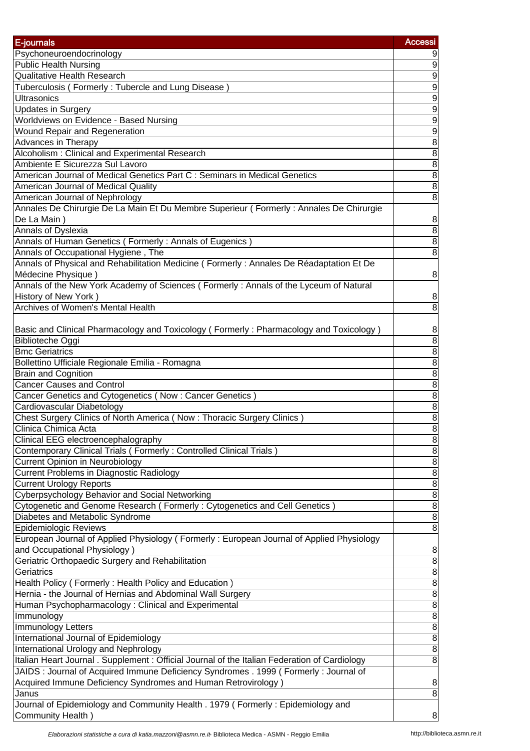| E-journals | Accessi |
|---|---|
| Psychoneuroendocrinology | 9 |
| Public Health Nursing | 9 |
| Qualitative Health Research | 9 |
| Tuberculosis ( Formerly : Tubercle and Lung Disease ) | 9 |
| Ultrasonics | 9 |
| Updates in Surgery | 9 |
| Worldviews on Evidence - Based Nursing | 9 |
| Wound Repair and Regeneration | 9 |
| Advances in Therapy | 8 |
| Alcoholism : Clinical and Experimental Research | 8 |
| Ambiente E Sicurezza Sul Lavoro | 8 |
| American Journal of Medical Genetics Part C : Seminars in Medical Genetics | 8 |
| American Journal of Medical Quality | 8 |
| American Journal of Nephrology | 8 |
| Annales De Chirurgie De La Main Et Du Membre Superieur ( Formerly : Annales De Chirurgie De La Main ) | 8 |
| Annals of Dyslexia | 8 |
| Annals of Human Genetics ( Formerly : Annals of Eugenics ) | 8 |
| Annals of Occupational Hygiene , The | 8 |
| Annals of Physical and Rehabilitation Medicine ( Formerly : Annales De Réadaptation Et De Médecine Physique ) | 8 |
| Annals of the New York Academy of Sciences ( Formerly : Annals of the Lyceum of Natural History of New York ) | 8 |
| Archives of Women's Mental Health | 8 |
| Basic and Clinical Pharmacology and Toxicology ( Formerly : Pharmacology and Toxicology ) | 8 |
| Biblioteche Oggi | 8 |
| Bmc Geriatrics | 8 |
| Bollettino Ufficiale Regionale Emilia - Romagna | 8 |
| Brain and Cognition | 8 |
| Cancer Causes and Control | 8 |
| Cancer Genetics and Cytogenetics ( Now : Cancer Genetics ) | 8 |
| Cardiovascular Diabetology | 8 |
| Chest Surgery Clinics of North America ( Now : Thoracic Surgery Clinics ) | 8 |
| Clinica Chimica Acta | 8 |
| Clinical EEG electroencephalography | 8 |
| Contemporary Clinical Trials ( Formerly : Controlled Clinical Trials ) | 8 |
| Current Opinion in Neurobiology | 8 |
| Current Problems in Diagnostic Radiology | 8 |
| Current Urology Reports | 8 |
| Cyberpsychology Behavior and Social Networking | 8 |
| Cytogenetic and Genome Research ( Formerly : Cytogenetics and Cell Genetics ) | 8 |
| Diabetes and Metabolic Syndrome | 8 |
| Epidemiologic Reviews | 8 |
| European Journal of Applied Physiology ( Formerly : European Journal of Applied Physiology and Occupational Physiology ) | 8 |
| Geriatric Orthopaedic Surgery and Rehabilitation | 8 |
| Geriatrics | 8 |
| Health Policy ( Formerly : Health Policy and Education ) | 8 |
| Hernia - the Journal of Hernias and Abdominal Wall Surgery | 8 |
| Human Psychopharmacology : Clinical and Experimental | 8 |
| Immunology | 8 |
| Immunology Letters | 8 |
| International Journal of Epidemiology | 8 |
| International Urology and Nephrology | 8 |
| Italian Heart Journal . Supplement : Official Journal of the Italian Federation of Cardiology | 8 |
| JAIDS : Journal of Acquired Immune Deficiency Syndromes . 1999 ( Formerly : Journal of Acquired Immune Deficiency Syndromes and Human Retrovirology ) | 8 |
| Janus | 8 |
| Journal of Epidemiology and Community Health . 1979 ( Formerly : Epidemiology and Community Health ) | 8 |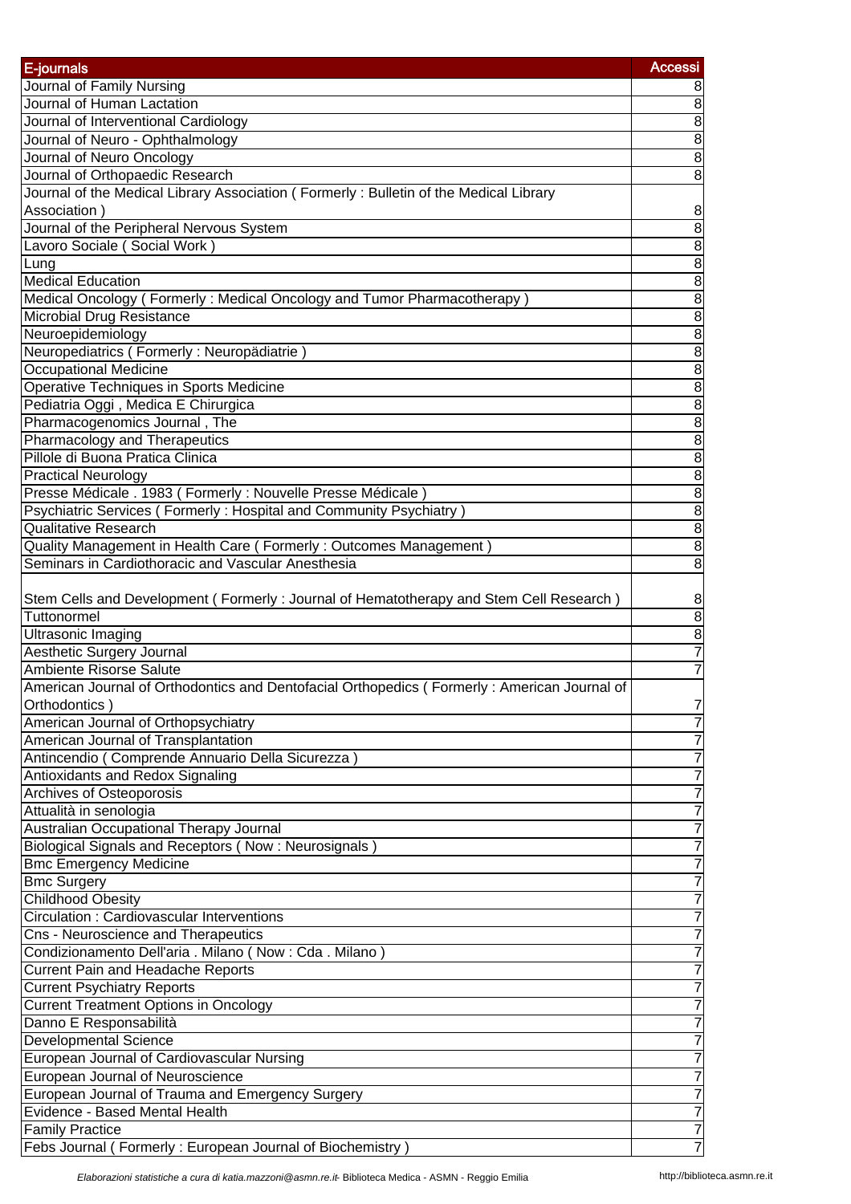| E-journals | Accessi |
|---|---|
| Journal of Family Nursing | 8 |
| Journal of Human Lactation | 8 |
| Journal of Interventional Cardiology | 8 |
| Journal of Neuro - Ophthalmology | 8 |
| Journal of Neuro Oncology | 8 |
| Journal of Orthopaedic Research | 8 |
| Journal of the Medical Library Association ( Formerly : Bulletin of the Medical Library Association ) | 8 |
| Journal of the Peripheral Nervous System | 8 |
| Lavoro Sociale ( Social Work ) | 8 |
| Lung | 8 |
| Medical Education | 8 |
| Medical Oncology ( Formerly : Medical Oncology and Tumor Pharmacotherapy ) | 8 |
| Microbial Drug Resistance | 8 |
| Neuroepidemiology | 8 |
| Neuropediatrics ( Formerly : Neuropädiatrie ) | 8 |
| Occupational Medicine | 8 |
| Operative Techniques in Sports Medicine | 8 |
| Pediatria Oggi , Medica E Chirurgica | 8 |
| Pharmacogenomics Journal , The | 8 |
| Pharmacology and Therapeutics | 8 |
| Pillole di Buona Pratica Clinica | 8 |
| Practical Neurology | 8 |
| Presse Médicale . 1983 ( Formerly : Nouvelle Presse Médicale ) | 8 |
| Psychiatric Services ( Formerly : Hospital and Community Psychiatry ) | 8 |
| Qualitative Research | 8 |
| Quality Management in Health Care ( Formerly : Outcomes Management ) | 8 |
| Seminars in Cardiothoracic and Vascular Anesthesia | 8 |
| Stem Cells and Development ( Formerly : Journal of Hematotherapy and Stem Cell Research ) | 8 |
| Tuttonormel | 8 |
| Ultrasonic Imaging | 8 |
| Aesthetic Surgery Journal | 7 |
| Ambiente Risorse Salute | 7 |
| American Journal of Orthodontics and Dentofacial Orthopedics ( Formerly : American Journal of Orthodontics ) | 7 |
| American Journal of Orthopsychiatry | 7 |
| American Journal of Transplantation | 7 |
| Antincendio ( Comprende Annuario Della Sicurezza ) | 7 |
| Antioxidants and Redox Signaling | 7 |
| Archives of Osteoporosis | 7 |
| Attualità in senologia | 7 |
| Australian Occupational Therapy Journal | 7 |
| Biological Signals and Receptors ( Now : Neurosignals ) | 7 |
| Bmc Emergency Medicine | 7 |
| Bmc Surgery | 7 |
| Childhood Obesity | 7 |
| Circulation : Cardiovascular Interventions | 7 |
| Cns - Neuroscience and Therapeutics | 7 |
| Condizionamento Dell'aria . Milano ( Now : Cda . Milano ) | 7 |
| Current Pain and Headache Reports | 7 |
| Current Psychiatry Reports | 7 |
| Current Treatment Options in Oncology | 7 |
| Danno E Responsabilità | 7 |
| Developmental Science | 7 |
| European Journal of Cardiovascular Nursing | 7 |
| European Journal of Neuroscience | 7 |
| European Journal of Trauma and Emergency Surgery | 7 |
| Evidence - Based Mental Health | 7 |
| Family Practice | 7 |
| Febs Journal ( Formerly : European Journal of Biochemistry ) | 7 |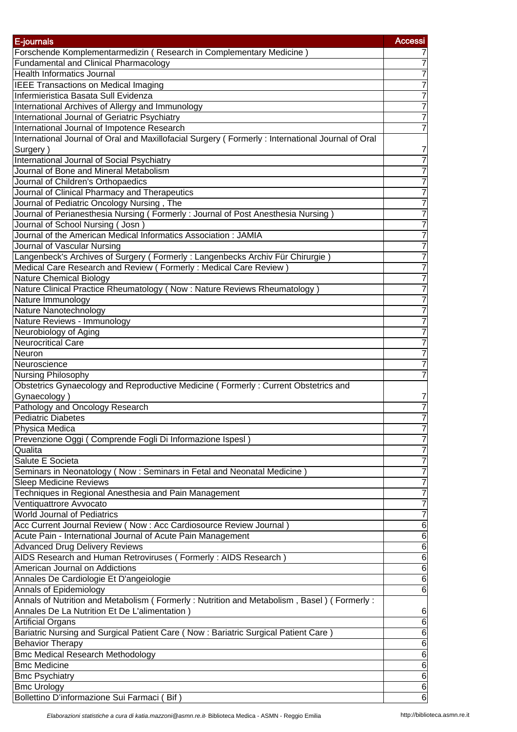| E-journals | Accessi |
|---|---|
| Forschende Komplementarmedizin ( Research in Complementary Medicine ) | 7 |
| Fundamental and Clinical Pharmacology | 7 |
| Health Informatics Journal | 7 |
| IEEE Transactions on Medical Imaging | 7 |
| Infermieristica Basata Sull Evidenza | 7 |
| International Archives of Allergy and Immunology | 7 |
| International Journal of Geriatric Psychiatry | 7 |
| International Journal of Impotence Research | 7 |
| International Journal of Oral and Maxillofacial Surgery ( Formerly : International Journal of Oral Surgery ) | 7 |
| International Journal of Social Psychiatry | 7 |
| Journal of Bone and Mineral Metabolism | 7 |
| Journal of Children's Orthopaedics | 7 |
| Journal of Clinical Pharmacy and Therapeutics | 7 |
| Journal of Pediatric Oncology Nursing , The | 7 |
| Journal of Perianesthesia Nursing ( Formerly : Journal of Post Anesthesia Nursing ) | 7 |
| Journal of School Nursing ( Josn ) | 7 |
| Journal of the American Medical Informatics Association : JAMIA | 7 |
| Journal of Vascular Nursing | 7 |
| Langenbeck's Archives of Surgery ( Formerly : Langenbecks Archiv Für Chirurgie ) | 7 |
| Medical Care Research and Review ( Formerly : Medical Care Review ) | 7 |
| Nature Chemical Biology | 7 |
| Nature Clinical Practice Rheumatology ( Now : Nature Reviews Rheumatology ) | 7 |
| Nature Immunology | 7 |
| Nature Nanotechnology | 7 |
| Nature Reviews - Immunology | 7 |
| Neurobiology of Aging | 7 |
| Neurocritical Care | 7 |
| Neuron | 7 |
| Neuroscience | 7 |
| Nursing Philosophy | 7 |
| Obstetrics Gynaecology and Reproductive Medicine ( Formerly : Current Obstetrics and Gynaecology ) | 7 |
| Pathology and Oncology Research | 7 |
| Pediatric Diabetes | 7 |
| Physica Medica | 7 |
| Prevenzione Oggi ( Comprende Fogli Di Informazione Ispesl ) | 7 |
| Qualita | 7 |
| Salute E Societa | 7 |
| Seminars in Neonatology ( Now : Seminars in Fetal and Neonatal Medicine ) | 7 |
| Sleep Medicine Reviews | 7 |
| Techniques in Regional Anesthesia and Pain Management | 7 |
| Ventiquattrore Avvocato | 7 |
| World Journal of Pediatrics | 7 |
| Acc Current Journal Review ( Now : Acc Cardiosource Review Journal ) | 6 |
| Acute Pain - International Journal of Acute Pain Management | 6 |
| Advanced Drug Delivery Reviews | 6 |
| AIDS Research and Human Retroviruses ( Formerly : AIDS Research ) | 6 |
| American Journal on Addictions | 6 |
| Annales De Cardiologie Et D'angeiologie | 6 |
| Annals of Epidemiology | 6 |
| Annals of Nutrition and Metabolism ( Formerly : Nutrition and Metabolism , Basel ) ( Formerly : Annales De La Nutrition Et De L'alimentation ) | 6 |
| Artificial Organs | 6 |
| Bariatric Nursing and Surgical Patient Care ( Now : Bariatric Surgical Patient Care ) | 6 |
| Behavior Therapy | 6 |
| Bmc Medical Research Methodology | 6 |
| Bmc Medicine | 6 |
| Bmc Psychiatry | 6 |
| Bmc Urology | 6 |
| Bollettino D'informazione Sui Farmaci ( Bif ) | 6 |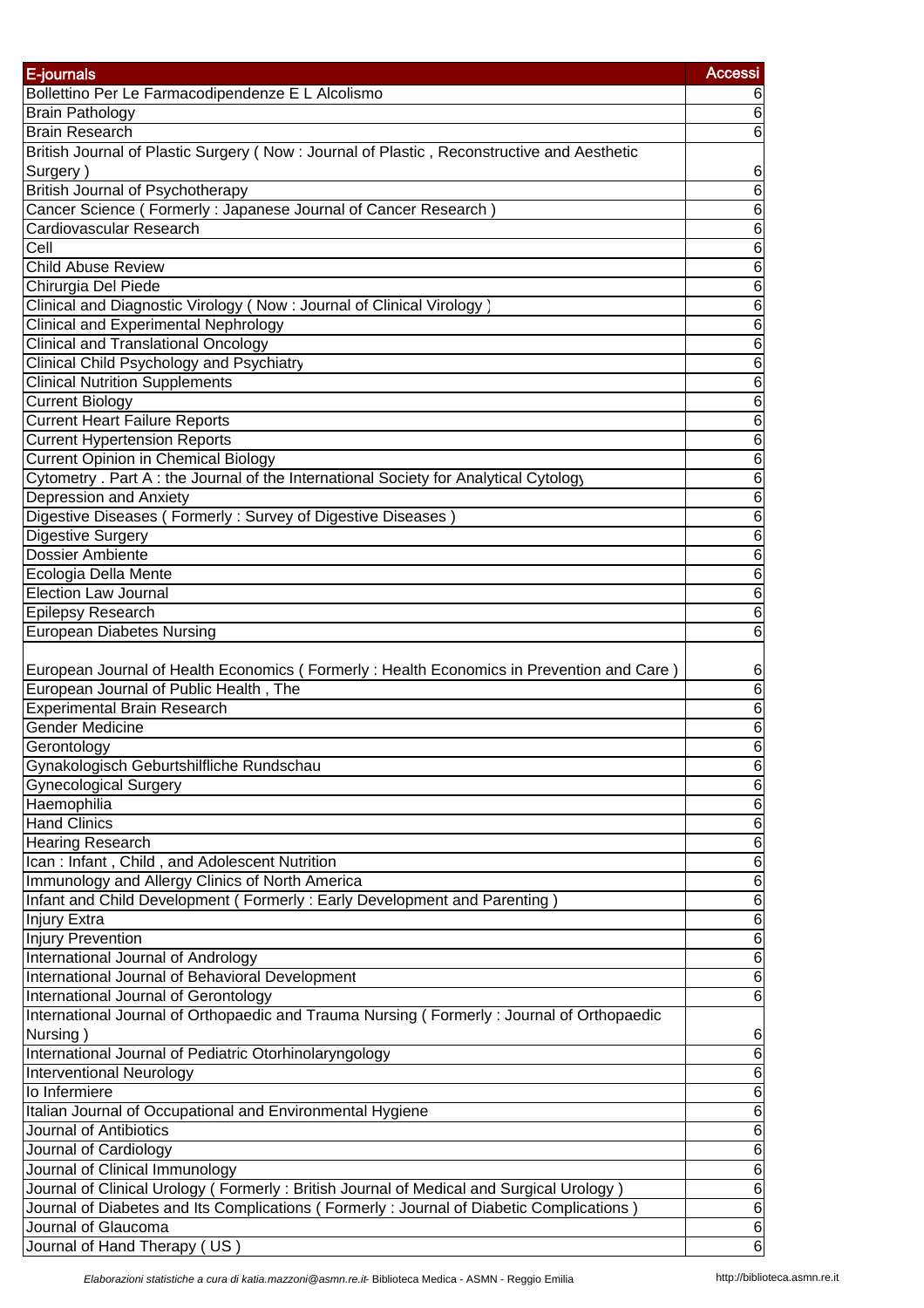| E-journals | Accessi |
|---|---|
| Bollettino Per Le Farmacodipendenze E L Alcolismo | 6 |
| Brain Pathology | 6 |
| Brain Research | 6 |
| British Journal of Plastic Surgery ( Now : Journal of Plastic , Reconstructive and Aesthetic Surgery ) | 6 |
| British Journal of Psychotherapy | 6 |
| Cancer Science ( Formerly : Japanese Journal of Cancer Research ) | 6 |
| Cardiovascular Research | 6 |
| Cell | 6 |
| Child Abuse Review | 6 |
| Chirurgia Del Piede | 6 |
| Clinical and Diagnostic Virology ( Now : Journal of Clinical Virology ) | 6 |
| Clinical and Experimental Nephrology | 6 |
| Clinical and Translational Oncology | 6 |
| Clinical Child Psychology and Psychiatry | 6 |
| Clinical Nutrition Supplements | 6 |
| Current Biology | 6 |
| Current Heart Failure Reports | 6 |
| Current Hypertension Reports | 6 |
| Current Opinion in Chemical Biology | 6 |
| Cytometry . Part A : the Journal of the International Society for Analytical Cytology | 6 |
| Depression and Anxiety | 6 |
| Digestive Diseases ( Formerly : Survey of Digestive Diseases ) | 6 |
| Digestive Surgery | 6 |
| Dossier Ambiente | 6 |
| Ecologia Della Mente | 6 |
| Election Law Journal | 6 |
| Epilepsy Research | 6 |
| European Diabetes Nursing | 6 |
| European Journal of Health Economics ( Formerly : Health Economics in Prevention and Care ) | 6 |
| European Journal of Public Health , The | 6 |
| Experimental Brain Research | 6 |
| Gender Medicine | 6 |
| Gerontology | 6 |
| Gynakologisch Geburtshilfliche Rundschau | 6 |
| Gynecological Surgery | 6 |
| Haemophilia | 6 |
| Hand Clinics | 6 |
| Hearing Research | 6 |
| Ican : Infant , Child , and Adolescent Nutrition | 6 |
| Immunology and Allergy Clinics of North America | 6 |
| Infant and Child Development ( Formerly : Early Development and Parenting ) | 6 |
| Injury Extra | 6 |
| Injury Prevention | 6 |
| International Journal of Andrology | 6 |
| International Journal of Behavioral Development | 6 |
| International Journal of Gerontology | 6 |
| International Journal of Orthopaedic and Trauma Nursing ( Formerly : Journal of Orthopaedic Nursing ) | 6 |
| International Journal of Pediatric Otorhinolaryngology | 6 |
| Interventional Neurology | 6 |
| Io Infermiere | 6 |
| Italian Journal of Occupational and Environmental Hygiene | 6 |
| Journal of Antibiotics | 6 |
| Journal of Cardiology | 6 |
| Journal of Clinical Immunology | 6 |
| Journal of Clinical Urology ( Formerly : British Journal of Medical and Surgical Urology ) | 6 |
| Journal of Diabetes and Its Complications ( Formerly : Journal of Diabetic Complications ) | 6 |
| Journal of Glaucoma | 6 |
| Journal of Hand Therapy ( US ) | 6 |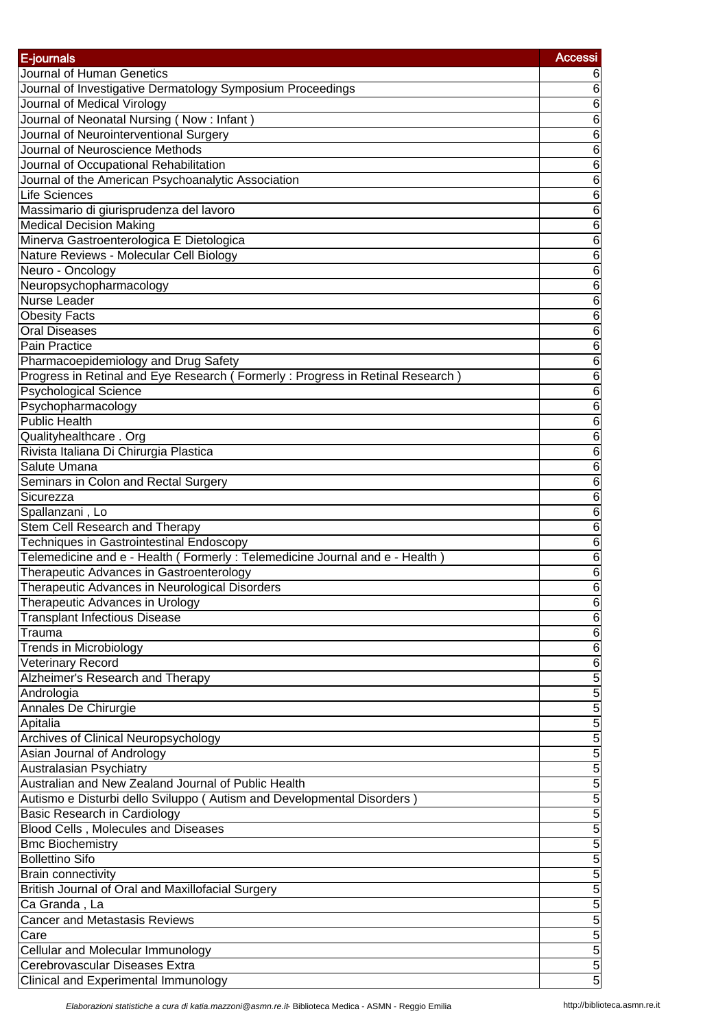| E-journals | Accessi |
|---|---|
| Journal of Human Genetics | 6 |
| Journal of Investigative Dermatology Symposium Proceedings | 6 |
| Journal of Medical Virology | 6 |
| Journal of Neonatal Nursing ( Now : Infant ) | 6 |
| Journal of Neurointerventional Surgery | 6 |
| Journal of Neuroscience Methods | 6 |
| Journal of Occupational Rehabilitation | 6 |
| Journal of the American Psychoanalytic Association | 6 |
| Life Sciences | 6 |
| Massimario di giurisprudenza del lavoro | 6 |
| Medical Decision Making | 6 |
| Minerva Gastroenterologica E Dietologica | 6 |
| Nature Reviews - Molecular Cell Biology | 6 |
| Neuro - Oncology | 6 |
| Neuropsychopharmacology | 6 |
| Nurse Leader | 6 |
| Obesity Facts | 6 |
| Oral Diseases | 6 |
| Pain Practice | 6 |
| Pharmacoepidemiology and Drug Safety | 6 |
| Progress in Retinal and Eye Research ( Formerly : Progress in Retinal Research ) | 6 |
| Psychological Science | 6 |
| Psychopharmacology | 6 |
| Public Health | 6 |
| Qualityhealthcare . Org | 6 |
| Rivista Italiana Di Chirurgia Plastica | 6 |
| Salute Umana | 6 |
| Seminars in Colon and Rectal Surgery | 6 |
| Sicurezza | 6 |
| Spallanzani , Lo | 6 |
| Stem Cell Research and Therapy | 6 |
| Techniques in Gastrointestinal Endoscopy | 6 |
| Telemedicine and e - Health ( Formerly : Telemedicine Journal and e - Health ) | 6 |
| Therapeutic Advances in Gastroenterology | 6 |
| Therapeutic Advances in Neurological Disorders | 6 |
| Therapeutic Advances in Urology | 6 |
| Transplant Infectious Disease | 6 |
| Trauma | 6 |
| Trends in Microbiology | 6 |
| Veterinary Record | 6 |
| Alzheimer's Research and Therapy | 5 |
| Andrologia | 5 |
| Annales De Chirurgie | 5 |
| Apitalia | 5 |
| Archives of Clinical Neuropsychology | 5 |
| Asian Journal of Andrology | 5 |
| Australasian Psychiatry | 5 |
| Australian and New Zealand Journal of Public Health | 5 |
| Autismo e Disturbi dello Sviluppo ( Autism and Developmental Disorders ) | 5 |
| Basic Research in Cardiology | 5 |
| Blood Cells , Molecules and Diseases | 5 |
| Bmc Biochemistry | 5 |
| Bollettino Sifo | 5 |
| Brain connectivity | 5 |
| British Journal of Oral and Maxillofacial Surgery | 5 |
| Ca Granda , La | 5 |
| Cancer and Metastasis Reviews | 5 |
| Care | 5 |
| Cellular and Molecular Immunology | 5 |
| Cerebrovascular Diseases Extra | 5 |
| Clinical and Experimental Immunology | 5 |

*Elaborazioni statistiche a cura di katia.mazzoni@asmn.re.it-* Biblioteca Medica - ASMN - Reggio Emilia http://biblioteca.asmn.re.it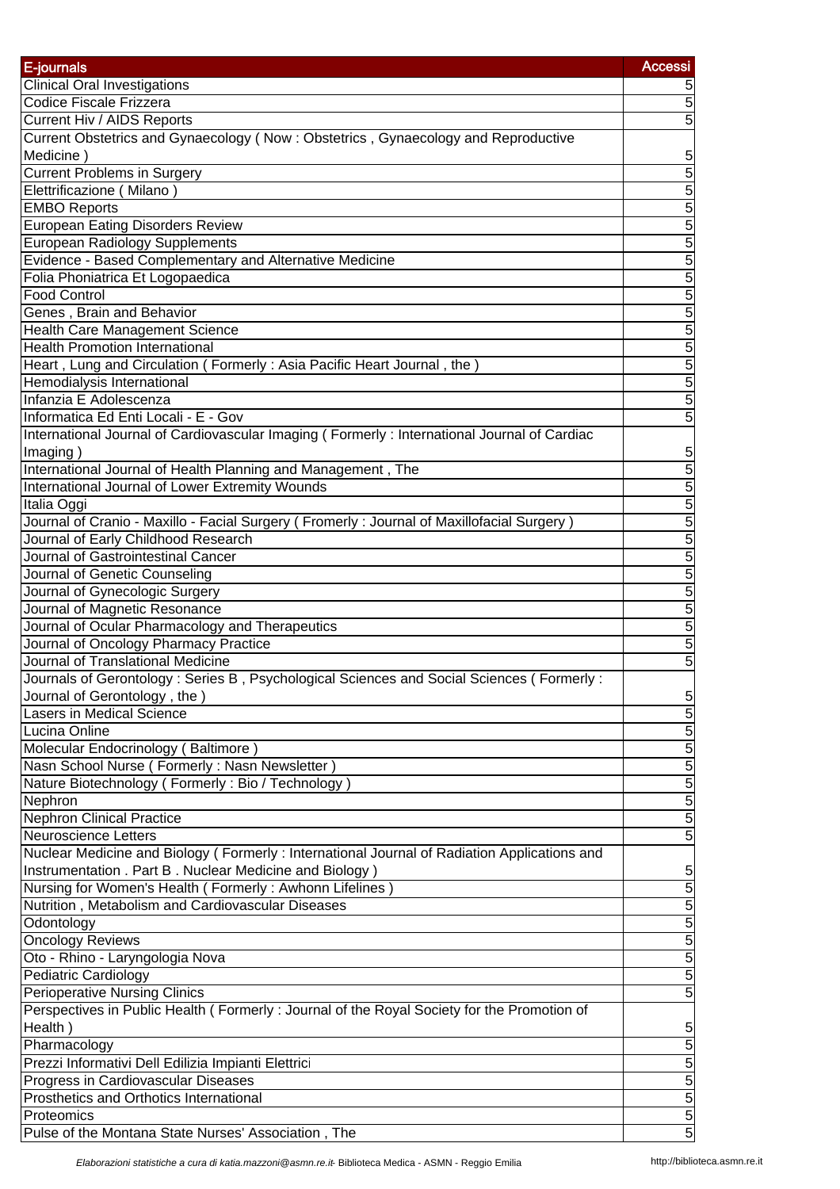| E-journals | Accessi |
| --- | --- |
| Clinical Oral Investigations | 5 |
| Codice Fiscale Frizzera | 5 |
| Current Hiv / AIDS Reports | 5 |
| Current Obstetrics and Gynaecology ( Now : Obstetrics , Gynaecology and Reproductive Medicine ) | 5 |
| Current Problems in Surgery | 5 |
| Elettrificazione ( Milano ) | 5 |
| EMBO Reports | 5 |
| European Eating Disorders Review | 5 |
| European Radiology Supplements | 5 |
| Evidence - Based Complementary and Alternative Medicine | 5 |
| Folia Phoniatrica Et Logopaedica | 5 |
| Food Control | 5 |
| Genes , Brain and Behavior | 5 |
| Health Care Management Science | 5 |
| Health Promotion International | 5 |
| Heart , Lung and Circulation ( Formerly : Asia Pacific Heart Journal , the ) | 5 |
| Hemodialysis International | 5 |
| Infanzia E Adolescenza | 5 |
| Informatica Ed Enti Locali - E - Gov | 5 |
| International Journal of Cardiovascular Imaging ( Formerly : International Journal of Cardiac Imaging ) | 5 |
| International Journal of Health Planning and Management , The | 5 |
| International Journal of Lower Extremity Wounds | 5 |
| Italia Oggi | 5 |
| Journal of Cranio - Maxillo - Facial Surgery ( Fromerly : Journal of Maxillofacial Surgery ) | 5 |
| Journal of Early Childhood Research | 5 |
| Journal of Gastrointestinal Cancer | 5 |
| Journal of Genetic Counseling | 5 |
| Journal of Gynecologic Surgery | 5 |
| Journal of Magnetic Resonance | 5 |
| Journal of Ocular Pharmacology and Therapeutics | 5 |
| Journal of Oncology Pharmacy Practice | 5 |
| Journal of Translational Medicine | 5 |
| Journals of Gerontology : Series B , Psychological Sciences and Social Sciences ( Formerly : Journal of Gerontology , the ) | 5 |
| Lasers in Medical Science | 5 |
| Lucina Online | 5 |
| Molecular Endocrinology ( Baltimore ) | 5 |
| Nasn School Nurse ( Formerly : Nasn Newsletter ) | 5 |
| Nature Biotechnology ( Formerly : Bio / Technology ) | 5 |
| Nephron | 5 |
| Nephron Clinical Practice | 5 |
| Neuroscience Letters | 5 |
| Nuclear Medicine and Biology ( Formerly : International Journal of Radiation Applications and Instrumentation . Part B . Nuclear Medicine and Biology ) | 5 |
| Nursing for Women's Health ( Formerly : Awhonn Lifelines ) | 5 |
| Nutrition , Metabolism and Cardiovascular Diseases | 5 |
| Odontology | 5 |
| Oncology Reviews | 5 |
| Oto - Rhino - Laryngologia Nova | 5 |
| Pediatric Cardiology | 5 |
| Perioperative Nursing Clinics | 5 |
| Perspectives in Public Health ( Formerly : Journal of the Royal Society for the Promotion of Health ) | 5 |
| Pharmacology | 5 |
| Prezzi Informativi Dell Edilizia Impianti Elettrici | 5 |
| Progress in Cardiovascular Diseases | 5 |
| Prosthetics and Orthotics International | 5 |
| Proteomics | 5 |
| Pulse of the Montana State Nurses' Association , The | 5 |

*Elaborazioni statistiche a cura di katia.mazzoni@asmn.re.it*- Biblioteca Medica - ASMN - Reggio Emilia    http://biblioteca.asmn.re.it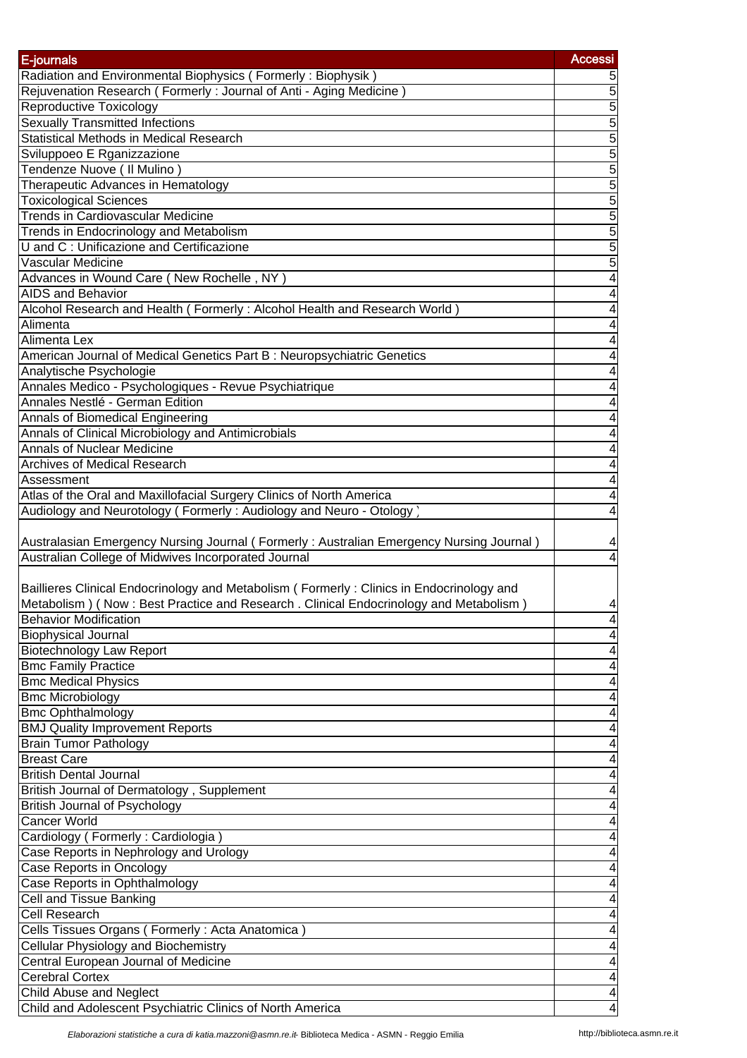| E-journals | Accessi |
|---|---|
| Radiation and Environmental Biophysics ( Formerly : Biophysik ) | 5 |
| Rejuvenation Research ( Formerly : Journal of Anti - Aging Medicine ) | 5 |
| Reproductive Toxicology | 5 |
| Sexually Transmitted Infections | 5 |
| Statistical Methods in Medical Research | 5 |
| Sviluppoeo E Rganizzazione | 5 |
| Tendenze Nuove ( Il Mulino ) | 5 |
| Therapeutic Advances in Hematology | 5 |
| Toxicological Sciences | 5 |
| Trends in Cardiovascular Medicine | 5 |
| Trends in Endocrinology and Metabolism | 5 |
| U and C : Unificazione and Certificazione | 5 |
| Vascular Medicine | 5 |
| Advances in Wound Care ( New Rochelle , NY ) | 4 |
| AIDS and Behavior | 4 |
| Alcohol Research and Health ( Formerly : Alcohol Health and Research World ) | 4 |
| Alimenta | 4 |
| Alimenta Lex | 4 |
| American Journal of Medical Genetics Part B : Neuropsychiatric Genetics | 4 |
| Analytische Psychologie | 4 |
| Annales Medico - Psychologiques - Revue Psychiatrique | 4 |
| Annales Nestlé - German Edition | 4 |
| Annals of Biomedical Engineering | 4 |
| Annals of Clinical Microbiology and Antimicrobials | 4 |
| Annals of Nuclear Medicine | 4 |
| Archives of Medical Research | 4 |
| Assessment | 4 |
| Atlas of the Oral and Maxillofacial Surgery Clinics of North America | 4 |
| Audiology and Neurotology ( Formerly : Audiology and Neuro - Otology ) | 4 |
| Australasian Emergency Nursing Journal ( Formerly : Australian Emergency Nursing Journal ) | 4 |
| Australian College of Midwives Incorporated Journal | 4 |
| Baillieres Clinical Endocrinology and Metabolism ( Formerly : Clinics in Endocrinology and Metabolism ) ( Now : Best Practice and Research . Clinical Endocrinology and Metabolism ) | 4 |
| Behavior Modification | 4 |
| Biophysical Journal | 4 |
| Biotechnology Law Report | 4 |
| Bmc Family Practice | 4 |
| Bmc Medical Physics | 4 |
| Bmc Microbiology | 4 |
| Bmc Ophthalmology | 4 |
| BMJ Quality Improvement Reports | 4 |
| Brain Tumor Pathology | 4 |
| Breast Care | 4 |
| British Dental Journal | 4 |
| British Journal of Dermatology , Supplement | 4 |
| British Journal of Psychology | 4 |
| Cancer World | 4 |
| Cardiology ( Formerly : Cardiologia ) | 4 |
| Case Reports in Nephrology and Urology | 4 |
| Case Reports in Oncology | 4 |
| Case Reports in Ophthalmology | 4 |
| Cell and Tissue Banking | 4 |
| Cell Research | 4 |
| Cells Tissues Organs ( Formerly : Acta Anatomica ) | 4 |
| Cellular Physiology and Biochemistry | 4 |
| Central European Journal of Medicine | 4 |
| Cerebral Cortex | 4 |
| Child Abuse and Neglect | 4 |
| Child and Adolescent Psychiatric Clinics of North America | 4 |

*Elaborazioni statistiche a cura di katia.mazzoni@asmn.re.it* - Biblioteca Medica - ASMN - Reggio Emilia http://biblioteca.asmn.re.it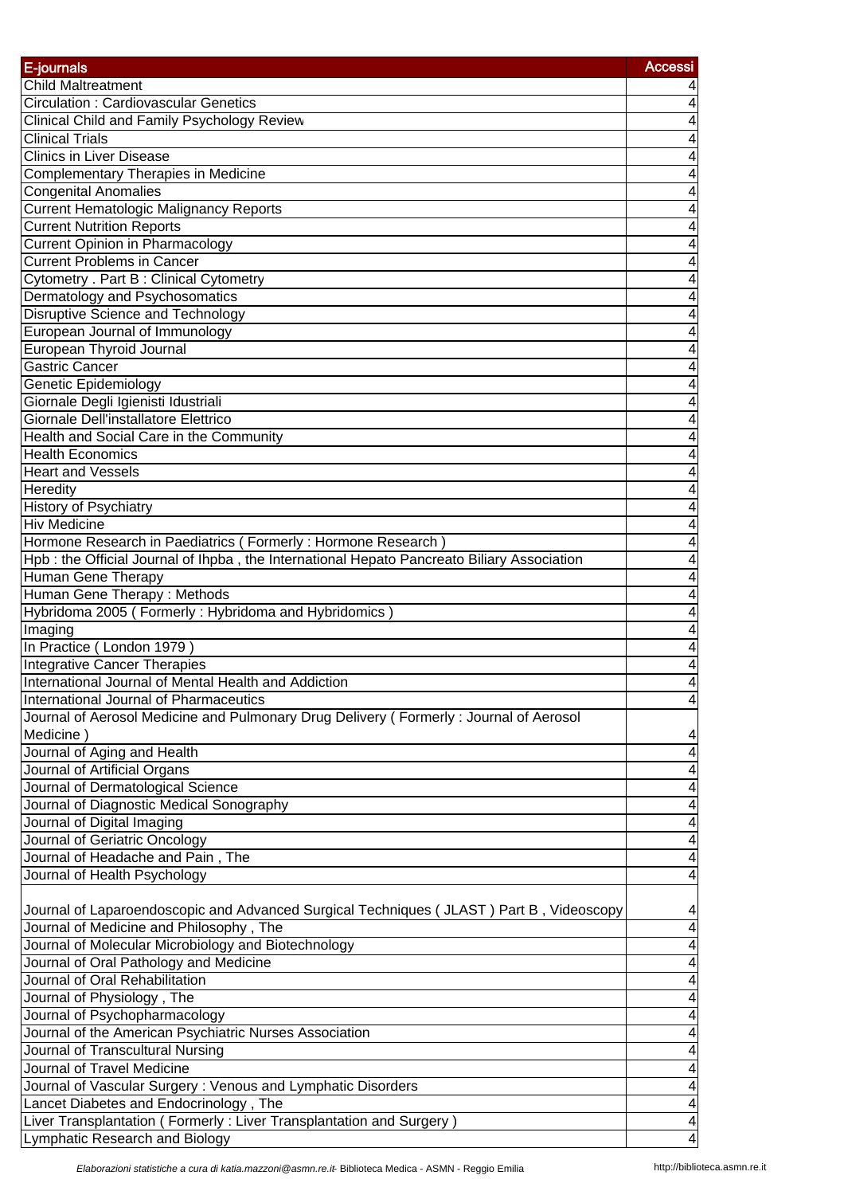| E-journals | Accessi |
|---|---|
| Child Maltreatment | 4 |
| Circulation : Cardiovascular Genetics | 4 |
| Clinical Child and Family Psychology Review | 4 |
| Clinical Trials | 4 |
| Clinics in Liver Disease | 4 |
| Complementary Therapies in Medicine | 4 |
| Congenital Anomalies | 4 |
| Current Hematologic Malignancy Reports | 4 |
| Current Nutrition Reports | 4 |
| Current Opinion in Pharmacology | 4 |
| Current Problems in Cancer | 4 |
| Cytometry . Part B : Clinical Cytometry | 4 |
| Dermatology and Psychosomatics | 4 |
| Disruptive Science and Technology | 4 |
| European Journal of Immunology | 4 |
| European Thyroid Journal | 4 |
| Gastric Cancer | 4 |
| Genetic Epidemiology | 4 |
| Giornale Degli Igienisti Idustriali | 4 |
| Giornale Dell'installatore Elettrico | 4 |
| Health and Social Care in the Community | 4 |
| Health Economics | 4 |
| Heart and Vessels | 4 |
| Heredity | 4 |
| History of Psychiatry | 4 |
| Hiv Medicine | 4 |
| Hormone Research in Paediatrics ( Formerly : Hormone Research ) | 4 |
| Hpb : the Official Journal of Ihpba , the International Hepato Pancreato Biliary Association | 4 |
| Human Gene Therapy | 4 |
| Human Gene Therapy : Methods | 4 |
| Hybridoma 2005 ( Formerly : Hybridoma and Hybridomics ) | 4 |
| Imaging | 4 |
| In Practice ( London 1979 ) | 4 |
| Integrative Cancer Therapies | 4 |
| International Journal of Mental Health and Addiction | 4 |
| International Journal of Pharmaceutics | 4 |
| Journal of Aerosol Medicine and Pulmonary Drug Delivery ( Formerly : Journal of Aerosol Medicine ) | 4 |
| Journal of Aging and Health | 4 |
| Journal of Artificial Organs | 4 |
| Journal of Dermatological Science | 4 |
| Journal of Diagnostic Medical Sonography | 4 |
| Journal of Digital Imaging | 4 |
| Journal of Geriatric Oncology | 4 |
| Journal of Headache and Pain , The | 4 |
| Journal of Health Psychology | 4 |
| Journal of Laparoendoscopic and Advanced Surgical Techniques ( JLAST ) Part B , Videoscopy | 4 |
| Journal of Medicine and Philosophy , The | 4 |
| Journal of Molecular Microbiology and Biotechnology | 4 |
| Journal of Oral Pathology and Medicine | 4 |
| Journal of Oral Rehabilitation | 4 |
| Journal of Physiology , The | 4 |
| Journal of Psychopharmacology | 4 |
| Journal of the American Psychiatric Nurses Association | 4 |
| Journal of Transcultural Nursing | 4 |
| Journal of Travel Medicine | 4 |
| Journal of Vascular Surgery : Venous and Lymphatic Disorders | 4 |
| Lancet Diabetes and Endocrinology , The | 4 |
| Liver Transplantation ( Formerly : Liver Transplantation and Surgery ) | 4 |
| Lymphatic Research and Biology | 4 |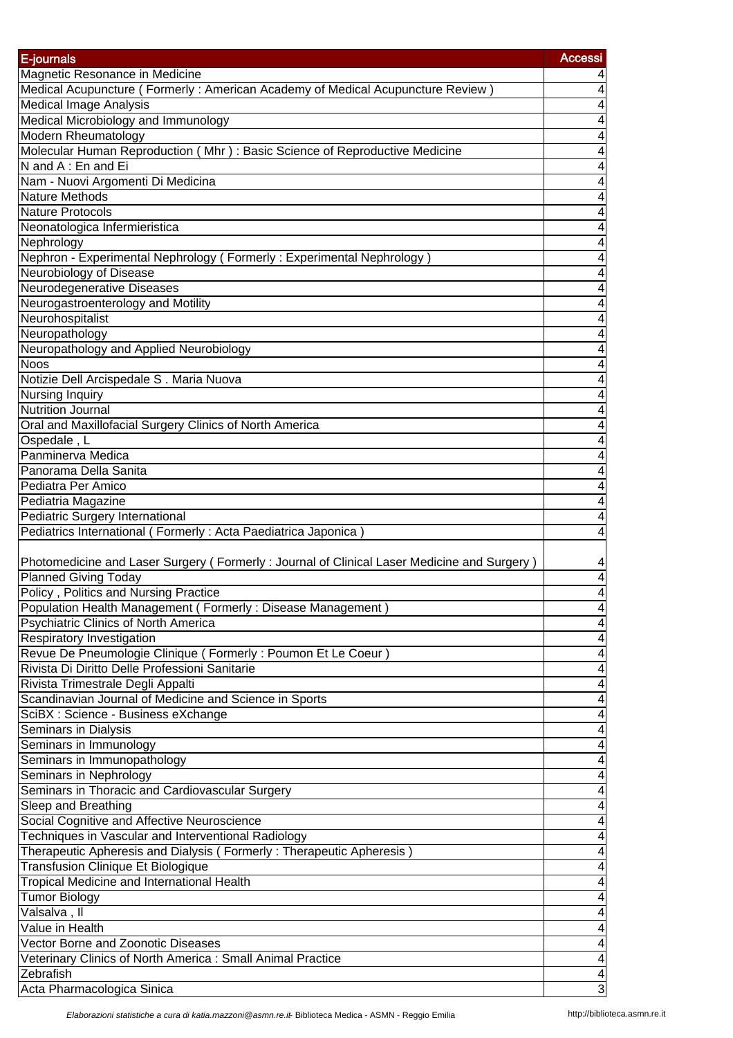| E-journals | Accessi |
|---|---|
| Magnetic Resonance in Medicine | 4 |
| Medical Acupuncture ( Formerly : American Academy of Medical Acupuncture Review ) | 4 |
| Medical Image Analysis | 4 |
| Medical Microbiology and Immunology | 4 |
| Modern Rheumatology | 4 |
| Molecular Human Reproduction ( Mhr ) : Basic Science of Reproductive Medicine | 4 |
| N and A : En and Ei | 4 |
| Nam - Nuovi Argomenti Di Medicina | 4 |
| Nature Methods | 4 |
| Nature Protocols | 4 |
| Neonatologica Infermieristica | 4 |
| Nephrology | 4 |
| Nephron - Experimental Nephrology ( Formerly : Experimental Nephrology ) | 4 |
| Neurobiology of Disease | 4 |
| Neurodegenerative Diseases | 4 |
| Neurogastroenterology and Motility | 4 |
| Neurohospitalist | 4 |
| Neuropathology | 4 |
| Neuropathology and Applied Neurobiology | 4 |
| Noos | 4 |
| Notizie Dell Arcispedale S . Maria Nuova | 4 |
| Nursing Inquiry | 4 |
| Nutrition Journal | 4 |
| Oral and Maxillofacial Surgery Clinics of North America | 4 |
| Ospedale , L | 4 |
| Panminerva Medica | 4 |
| Panorama Della Sanita | 4 |
| Pediatra Per Amico | 4 |
| Pediatria Magazine | 4 |
| Pediatric Surgery International | 4 |
| Pediatrics International ( Formerly : Acta Paediatrica Japonica ) | 4 |
| Photomedicine and Laser Surgery ( Formerly : Journal of Clinical Laser Medicine and Surgery ) | 4 |
| Planned Giving Today | 4 |
| Policy , Politics and Nursing Practice | 4 |
| Population Health Management ( Formerly : Disease Management ) | 4 |
| Psychiatric Clinics of North America | 4 |
| Respiratory Investigation | 4 |
| Revue De Pneumologie Clinique ( Formerly : Poumon Et Le Coeur ) | 4 |
| Rivista Di Diritto Delle Professioni Sanitarie | 4 |
| Rivista Trimestrale Degli Appalti | 4 |
| Scandinavian Journal of Medicine and Science in Sports | 4 |
| SciBX : Science - Business eXchange | 4 |
| Seminars in Dialysis | 4 |
| Seminars in Immunology | 4 |
| Seminars in Immunopathology | 4 |
| Seminars in Nephrology | 4 |
| Seminars in Thoracic and Cardiovascular Surgery | 4 |
| Sleep and Breathing | 4 |
| Social Cognitive and Affective Neuroscience | 4 |
| Techniques in Vascular and Interventional Radiology | 4 |
| Therapeutic Apheresis and Dialysis ( Formerly : Therapeutic Apheresis ) | 4 |
| Transfusion Clinique Et Biologique | 4 |
| Tropical Medicine and International Health | 4 |
| Tumor Biology | 4 |
| Valsalva , Il | 4 |
| Value in Health | 4 |
| Vector Borne and Zoonotic Diseases | 4 |
| Veterinary Clinics of North America : Small Animal Practice | 4 |
| Zebrafish | 4 |
| Acta Pharmacologica Sinica | 3 |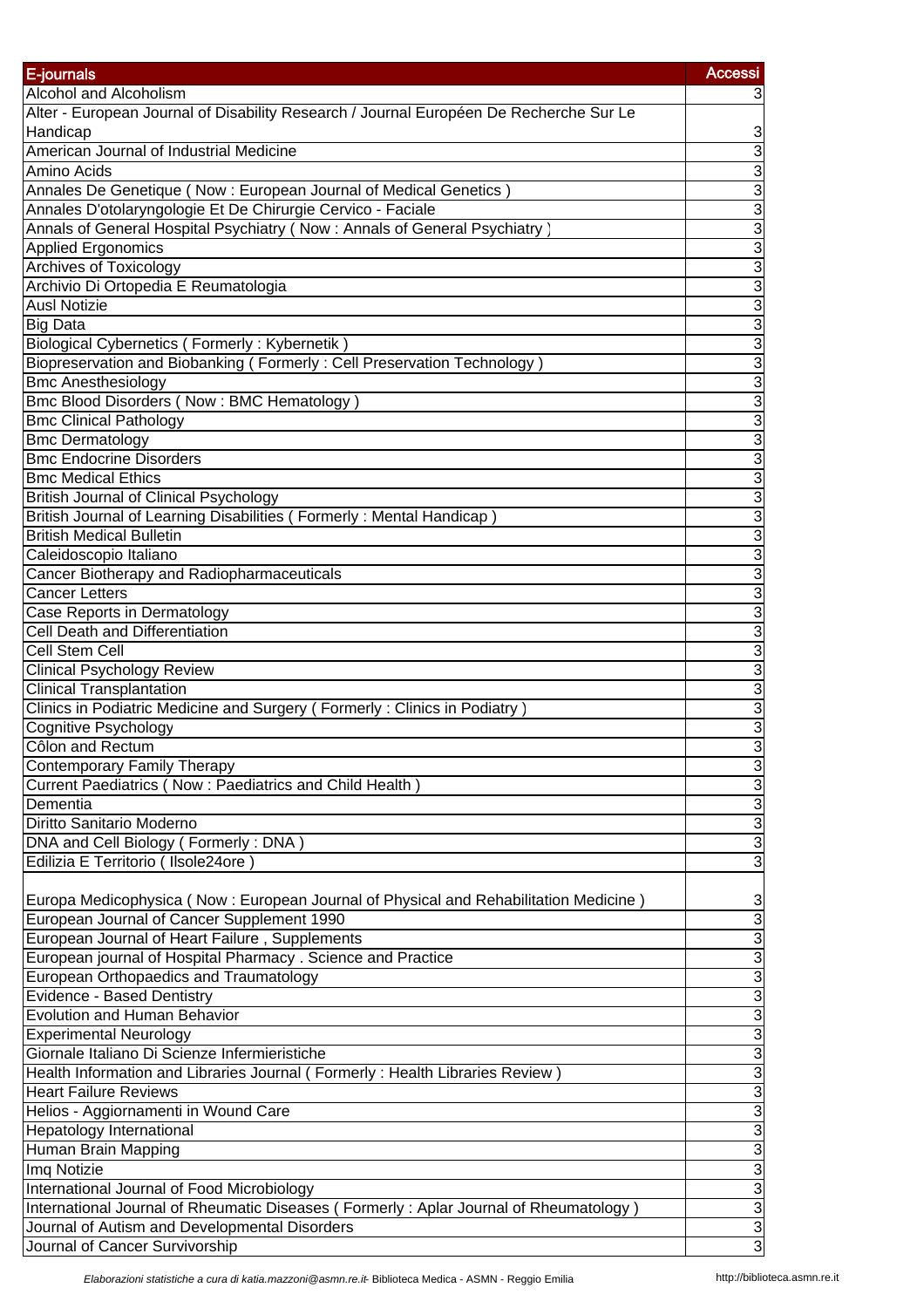| E-journals | Accessi |
|---|---|
| Alcohol and Alcoholism | 3 |
| Alter - European Journal of Disability Research / Journal Européen De Recherche Sur Le Handicap | 3 |
| American Journal of Industrial Medicine | 3 |
| Amino Acids | 3 |
| Annales De Genetique ( Now : European Journal of Medical Genetics ) | 3 |
| Annales D'otolaryngologie Et De Chirurgie Cervico - Faciale | 3 |
| Annals of General Hospital Psychiatry ( Now : Annals of General Psychiatry ) | 3 |
| Applied Ergonomics | 3 |
| Archives of Toxicology | 3 |
| Archivio Di Ortopedia E Reumatologia | 3 |
| Ausl Notizie | 3 |
| Big Data | 3 |
| Biological Cybernetics ( Formerly : Kybernetik ) | 3 |
| Biopreservation and Biobanking ( Formerly : Cell Preservation Technology ) | 3 |
| Bmc Anesthesiology | 3 |
| Bmc Blood Disorders ( Now : BMC Hematology ) | 3 |
| Bmc Clinical Pathology | 3 |
| Bmc Dermatology | 3 |
| Bmc Endocrine Disorders | 3 |
| Bmc Medical Ethics | 3 |
| British Journal of Clinical Psychology | 3 |
| British Journal of Learning Disabilities ( Formerly : Mental Handicap ) | 3 |
| British Medical Bulletin | 3 |
| Caleidoscopio Italiano | 3 |
| Cancer Biotherapy and Radiopharmaceuticals | 3 |
| Cancer Letters | 3 |
| Case Reports in Dermatology | 3 |
| Cell Death and Differentiation | 3 |
| Cell Stem Cell | 3 |
| Clinical Psychology Review | 3 |
| Clinical Transplantation | 3 |
| Clinics in Podiatric Medicine and Surgery ( Formerly : Clinics in Podiatry ) | 3 |
| Cognitive Psychology | 3 |
| Côlon and Rectum | 3 |
| Contemporary Family Therapy | 3 |
| Current Paediatrics ( Now : Paediatrics and Child Health ) | 3 |
| Dementia | 3 |
| Diritto Sanitario Moderno | 3 |
| DNA and Cell Biology ( Formerly : DNA ) | 3 |
| Edilizia E Territorio ( Ilsole24ore ) | 3 |
| Europa Medicophysica ( Now : European Journal of Physical and Rehabilitation Medicine ) | 3 |
| European Journal of Cancer Supplement 1990 | 3 |
| European Journal of Heart Failure , Supplements | 3 |
| European journal of Hospital Pharmacy . Science and Practice | 3 |
| European Orthopaedics and Traumatology | 3 |
| Evidence - Based Dentistry | 3 |
| Evolution and Human Behavior | 3 |
| Experimental Neurology | 3 |
| Giornale Italiano Di Scienze Infermieristiche | 3 |
| Health Information and Libraries Journal ( Formerly : Health Libraries Review ) | 3 |
| Heart Failure Reviews | 3 |
| Helios - Aggiornamenti in Wound Care | 3 |
| Hepatology International | 3 |
| Human Brain Mapping | 3 |
| Imq Notizie | 3 |
| International Journal of Food Microbiology | 3 |
| International Journal of Rheumatic Diseases ( Formerly : Aplar Journal of Rheumatology ) | 3 |
| Journal of Autism and Developmental Disorders | 3 |
| Journal of Cancer Survivorship | 3 |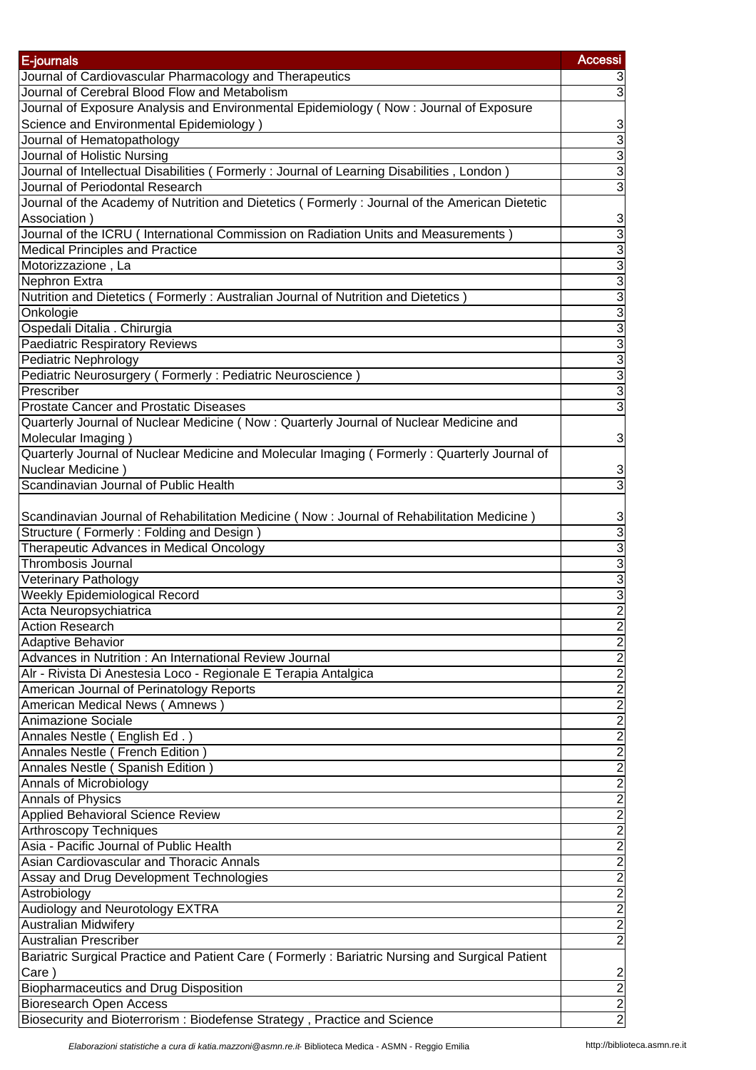| E-journals | Accessi |
|---|---|
| Journal of Cardiovascular Pharmacology and Therapeutics | 3 |
| Journal of Cerebral Blood Flow and Metabolism | 3 |
| Journal of Exposure Analysis and Environmental Epidemiology ( Now : Journal of Exposure Science and Environmental Epidemiology ) | 3 |
| Journal of Hematopathology | 3 |
| Journal of Holistic Nursing | 3 |
| Journal of Intellectual Disabilities ( Formerly : Journal of Learning Disabilities , London ) | 3 |
| Journal of Periodontal Research | 3 |
| Journal of the Academy of Nutrition and Dietetics ( Formerly : Journal of the American Dietetic Association ) | 3 |
| Journal of the ICRU ( International Commission on Radiation Units and Measurements ) | 3 |
| Medical Principles and Practice | 3 |
| Motorizzazione , La | 3 |
| Nephron Extra | 3 |
| Nutrition and Dietetics ( Formerly : Australian Journal of Nutrition and Dietetics ) | 3 |
| Onkologie | 3 |
| Ospedali Ditalia . Chirurgia | 3 |
| Paediatric Respiratory Reviews | 3 |
| Pediatric Nephrology | 3 |
| Pediatric Neurosurgery ( Formerly : Pediatric Neuroscience ) | 3 |
| Prescriber | 3 |
| Prostate Cancer and Prostatic Diseases | 3 |
| Quarterly Journal of Nuclear Medicine ( Now : Quarterly Journal of Nuclear Medicine and Molecular Imaging ) | 3 |
| Quarterly Journal of Nuclear Medicine and Molecular Imaging ( Formerly : Quarterly Journal of Nuclear Medicine ) | 3 |
| Scandinavian Journal of Public Health | 3 |
| Scandinavian Journal of Rehabilitation Medicine ( Now : Journal of Rehabilitation Medicine ) | 3 |
| Structure ( Formerly : Folding and Design ) | 3 |
| Therapeutic Advances in Medical Oncology | 3 |
| Thrombosis Journal | 3 |
| Veterinary Pathology | 3 |
| Weekly Epidemiological Record | 3 |
| Acta Neuropsychiatrica | 2 |
| Action Research | 2 |
| Adaptive Behavior | 2 |
| Advances in Nutrition : An International Review Journal | 2 |
| Alr - Rivista Di Anestesia Loco - Regionale E Terapia Antalgica | 2 |
| American Journal of Perinatology Reports | 2 |
| American Medical News ( Amnews ) | 2 |
| Animazione Sociale | 2 |
| Annales Nestle ( English Ed . ) | 2 |
| Annales Nestle ( French Edition ) | 2 |
| Annales Nestle ( Spanish Edition ) | 2 |
| Annals of Microbiology | 2 |
| Annals of Physics | 2 |
| Applied Behavioral Science Review | 2 |
| Arthroscopy Techniques | 2 |
| Asia - Pacific Journal of Public Health | 2 |
| Asian Cardiovascular and Thoracic Annals | 2 |
| Assay and Drug Development Technologies | 2 |
| Astrobiology | 2 |
| Audiology and Neurotology EXTRA | 2 |
| Australian Midwifery | 2 |
| Australian Prescriber | 2 |
| Bariatric Surgical Practice and Patient Care ( Formerly : Bariatric Nursing and Surgical Patient Care ) | 2 |
| Biopharmaceutics and Drug Disposition | 2 |
| Bioresearch Open Access | 2 |
| Biosecurity and Bioterrorism : Biodefense Strategy , Practice and Science | 2 |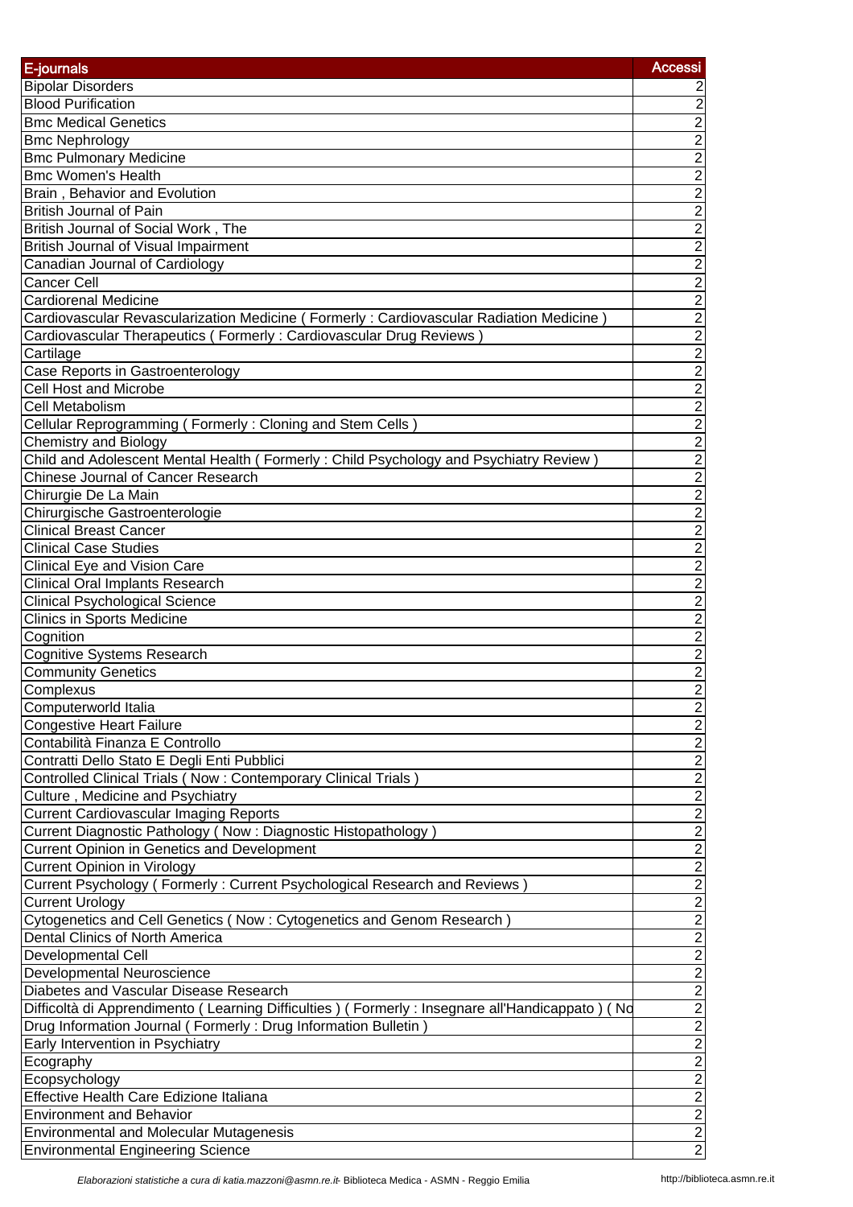| E-journals | Accessi |
|---|---|
| Bipolar Disorders | 2 |
| Blood Purification | 2 |
| Bmc Medical Genetics | 2 |
| Bmc Nephrology | 2 |
| Bmc Pulmonary Medicine | 2 |
| Bmc Women's Health | 2 |
| Brain , Behavior and Evolution | 2 |
| British Journal of Pain | 2 |
| British Journal of Social Work , The | 2 |
| British Journal of Visual Impairment | 2 |
| Canadian Journal of Cardiology | 2 |
| Cancer Cell | 2 |
| Cardiorenal Medicine | 2 |
| Cardiovascular Revascularization Medicine ( Formerly : Cardiovascular Radiation Medicine ) | 2 |
| Cardiovascular Therapeutics ( Formerly : Cardiovascular Drug Reviews ) | 2 |
| Cartilage | 2 |
| Case Reports in Gastroenterology | 2 |
| Cell Host and Microbe | 2 |
| Cell Metabolism | 2 |
| Cellular Reprogramming ( Formerly : Cloning and Stem Cells ) | 2 |
| Chemistry and Biology | 2 |
| Child and Adolescent Mental Health ( Formerly : Child Psychology and Psychiatry Review ) | 2 |
| Chinese Journal of Cancer Research | 2 |
| Chirurgie De La Main | 2 |
| Chirurgische Gastroenterologie | 2 |
| Clinical Breast Cancer | 2 |
| Clinical Case Studies | 2 |
| Clinical Eye and Vision Care | 2 |
| Clinical Oral Implants Research | 2 |
| Clinical Psychological Science | 2 |
| Clinics in Sports Medicine | 2 |
| Cognition | 2 |
| Cognitive Systems Research | 2 |
| Community Genetics | 2 |
| Complexus | 2 |
| Computerworld Italia | 2 |
| Congestive Heart Failure | 2 |
| Contabilità Finanza E Controllo | 2 |
| Contratti Dello Stato E Degli Enti Pubblici | 2 |
| Controlled Clinical Trials ( Now : Contemporary Clinical Trials ) | 2 |
| Culture , Medicine and Psychiatry | 2 |
| Current Cardiovascular Imaging Reports | 2 |
| Current Diagnostic Pathology ( Now : Diagnostic Histopathology ) | 2 |
| Current Opinion in Genetics and Development | 2 |
| Current Opinion in Virology | 2 |
| Current Psychology ( Formerly : Current Psychological Research and Reviews ) | 2 |
| Current Urology | 2 |
| Cytogenetics and Cell Genetics ( Now : Cytogenetics and Genom Research ) | 2 |
| Dental Clinics of North America | 2 |
| Developmental Cell | 2 |
| Developmental Neuroscience | 2 |
| Diabetes and Vascular Disease Research | 2 |
| Difficoltà di Apprendimento ( Learning Difficulties ) ( Formerly : Insegnare all'Handicappato ) ( No | 2 |
| Drug Information Journal ( Formerly : Drug Information Bulletin ) | 2 |
| Early Intervention in Psychiatry | 2 |
| Ecography | 2 |
| Ecopsychology | 2 |
| Effective Health Care Edizione Italiana | 2 |
| Environment and Behavior | 2 |
| Environmental and Molecular Mutagenesis | 2 |
| Environmental Engineering Science | 2 |

*Elaborazioni statistiche a cura di katia.mazzoni@asmn.re.it*- Biblioteca Medica - ASMN - Reggio Emilia http://biblioteca.asmn.re.it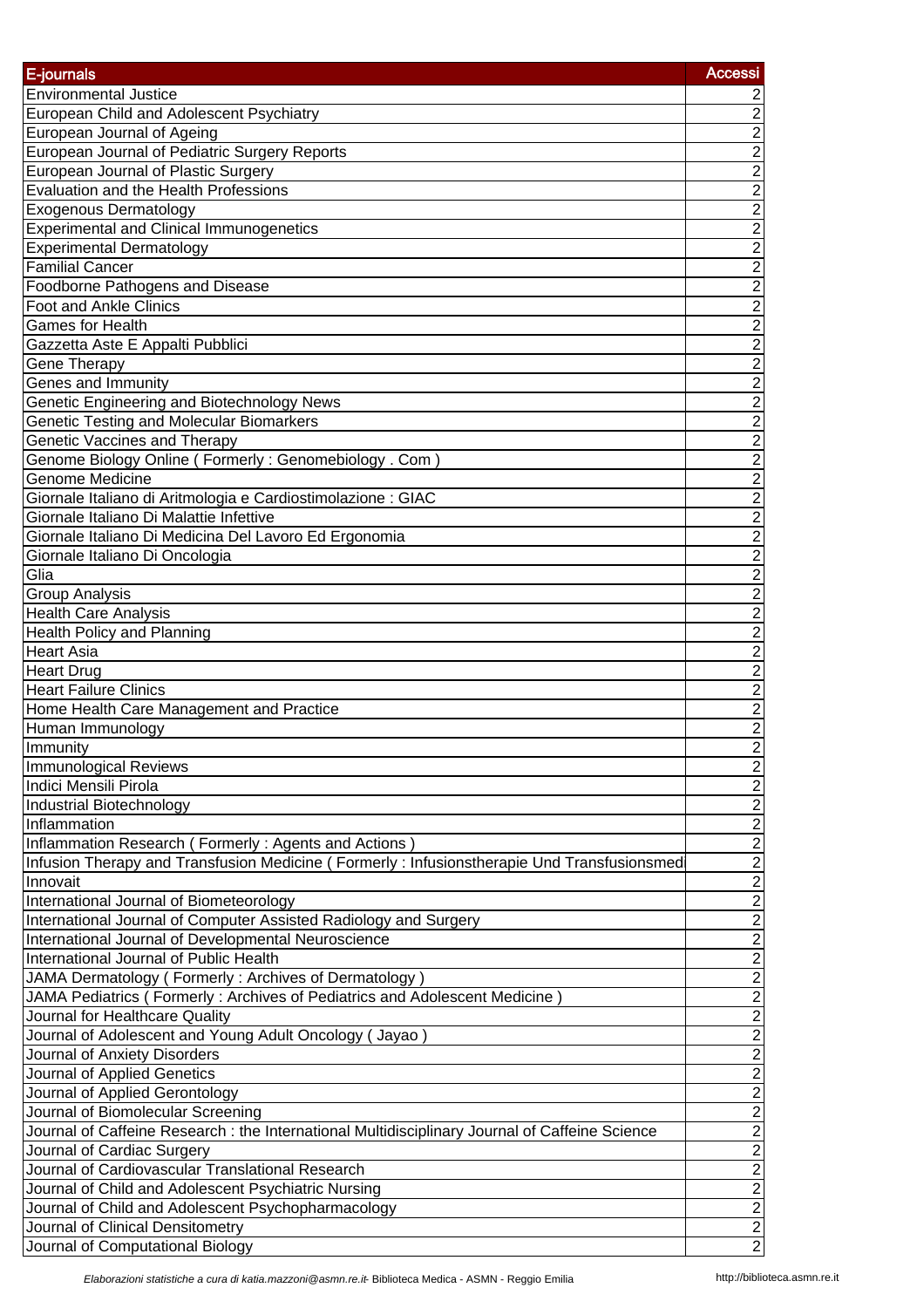| E-journals | Accessi |
|---|---|
| Environmental Justice | 2 |
| European Child and Adolescent Psychiatry | 2 |
| European Journal of Ageing | 2 |
| European Journal of Pediatric Surgery Reports | 2 |
| European Journal of Plastic Surgery | 2 |
| Evaluation and the Health Professions | 2 |
| Exogenous Dermatology | 2 |
| Experimental and Clinical Immunogenetics | 2 |
| Experimental Dermatology | 2 |
| Familial Cancer | 2 |
| Foodborne Pathogens and Disease | 2 |
| Foot and Ankle Clinics | 2 |
| Games for Health | 2 |
| Gazzetta Aste E Appalti Pubblici | 2 |
| Gene Therapy | 2 |
| Genes and Immunity | 2 |
| Genetic Engineering and Biotechnology News | 2 |
| Genetic Testing and Molecular Biomarkers | 2 |
| Genetic Vaccines and Therapy | 2 |
| Genome Biology Online ( Formerly : Genomebiology . Com ) | 2 |
| Genome Medicine | 2 |
| Giornale Italiano di Aritmologia e Cardiostimolazione : GIAC | 2 |
| Giornale Italiano Di Malattie Infettive | 2 |
| Giornale Italiano Di Medicina Del Lavoro Ed Ergonomia | 2 |
| Giornale Italiano Di Oncologia | 2 |
| Glia | 2 |
| Group Analysis | 2 |
| Health Care Analysis | 2 |
| Health Policy and Planning | 2 |
| Heart Asia | 2 |
| Heart Drug | 2 |
| Heart Failure Clinics | 2 |
| Home Health Care Management and Practice | 2 |
| Human Immunology | 2 |
| Immunity | 2 |
| Immunological Reviews | 2 |
| Indici Mensili Pirola | 2 |
| Industrial Biotechnology | 2 |
| Inflammation | 2 |
| Inflammation Research ( Formerly : Agents and Actions ) | 2 |
| Infusion Therapy and Transfusion Medicine ( Formerly : Infusionstherapie Und Transfusionsmedi | 2 |
| Innovait | 2 |
| International Journal of Biometeorology | 2 |
| International Journal of Computer Assisted Radiology and Surgery | 2 |
| International Journal of Developmental Neuroscience | 2 |
| International Journal of Public Health | 2 |
| JAMA Dermatology ( Formerly : Archives of Dermatology ) | 2 |
| JAMA Pediatrics ( Formerly : Archives of Pediatrics and Adolescent Medicine ) | 2 |
| Journal for Healthcare Quality | 2 |
| Journal of Adolescent and Young Adult Oncology ( Jayao ) | 2 |
| Journal of Anxiety Disorders | 2 |
| Journal of Applied Genetics | 2 |
| Journal of Applied Gerontology | 2 |
| Journal of Biomolecular Screening | 2 |
| Journal of Caffeine Research : the International Multidisciplinary Journal of Caffeine Science | 2 |
| Journal of Cardiac Surgery | 2 |
| Journal of Cardiovascular Translational Research | 2 |
| Journal of Child and Adolescent Psychiatric Nursing | 2 |
| Journal of Child and Adolescent Psychopharmacology | 2 |
| Journal of Clinical Densitometry | 2 |
| Journal of Computational Biology | 2 |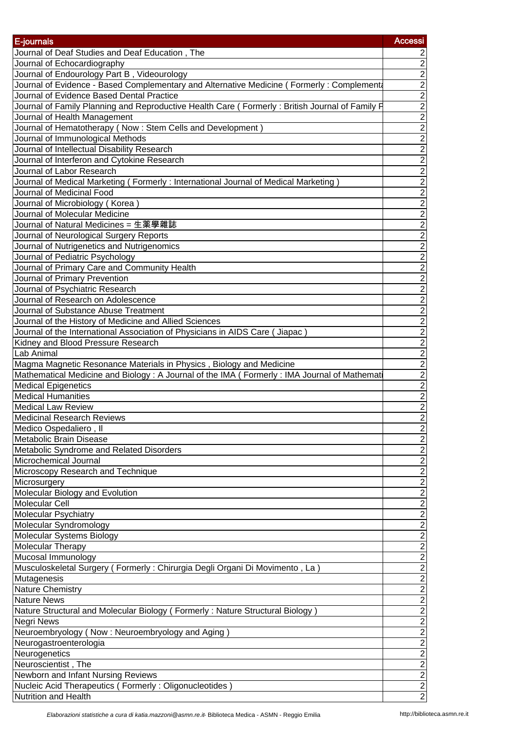| E-journals | Accessi |
|---|---|
| Journal of Deaf Studies and Deaf Education , The | 2 |
| Journal of Echocardiography | 2 |
| Journal of Endourology Part B , Videourology | 2 |
| Journal of Evidence - Based Complementary and Alternative Medicine ( Formerly : Complementa | 2 |
| Journal of Evidence Based Dental Practice | 2 |
| Journal of Family Planning and Reproductive Health Care ( Formerly : British Journal of Family F | 2 |
| Journal of Health Management | 2 |
| Journal of Hematotherapy ( Now : Stem Cells and Development ) | 2 |
| Journal of Immunological Methods | 2 |
| Journal of Intellectual Disability Research | 2 |
| Journal of Interferon and Cytokine Research | 2 |
| Journal of Labor Research | 2 |
| Journal of Medical Marketing ( Formerly : International Journal of Medical Marketing ) | 2 |
| Journal of Medicinal Food | 2 |
| Journal of Microbiology ( Korea ) | 2 |
| Journal of Molecular Medicine | 2 |
| Journal of Natural Medicines = 生薬學雜誌 | 2 |
| Journal of Neurological Surgery Reports | 2 |
| Journal of Nutrigenetics and Nutrigenomics | 2 |
| Journal of Pediatric Psychology | 2 |
| Journal of Primary Care and Community Health | 2 |
| Journal of Primary Prevention | 2 |
| Journal of Psychiatric Research | 2 |
| Journal of Research on Adolescence | 2 |
| Journal of Substance Abuse Treatment | 2 |
| Journal of the History of Medicine and Allied Sciences | 2 |
| Journal of the International Association of Physicians in AIDS Care ( Jiapac ) | 2 |
| Kidney and Blood Pressure Research | 2 |
| Lab Animal | 2 |
| Magma Magnetic Resonance Materials in Physics , Biology and Medicine | 2 |
| Mathematical Medicine and Biology : A Journal of the IMA ( Formerly : IMA Journal of Mathemati | 2 |
| Medical Epigenetics | 2 |
| Medical Humanities | 2 |
| Medical Law Review | 2 |
| Medicinal Research Reviews | 2 |
| Medico Ospedaliero , Il | 2 |
| Metabolic Brain Disease | 2 |
| Metabolic Syndrome and Related Disorders | 2 |
| Microchemical Journal | 2 |
| Microscopy Research and Technique | 2 |
| Microsurgery | 2 |
| Molecular Biology and Evolution | 2 |
| Molecular Cell | 2 |
| Molecular Psychiatry | 2 |
| Molecular Syndromology | 2 |
| Molecular Systems Biology | 2 |
| Molecular Therapy | 2 |
| Mucosal Immunology | 2 |
| Musculoskeletal Surgery ( Formerly : Chirurgia Degli Organi Di Movimento , La ) | 2 |
| Mutagenesis | 2 |
| Nature Chemistry | 2 |
| Nature News | 2 |
| Nature Structural and Molecular Biology ( Formerly : Nature Structural Biology ) | 2 |
| Negri News | 2 |
| Neuroembryology ( Now : Neuroembryology and Aging ) | 2 |
| Neurogastroenterologia | 2 |
| Neurogenetics | 2 |
| Neuroscientist , The | 2 |
| Newborn and Infant Nursing Reviews | 2 |
| Nucleic Acid Therapeutics ( Formerly : Oligonucleotides ) | 2 |
| Nutrition and Health | 2 |

*Elaborazioni statistiche a cura di katia.mazzoni@asmn.re.it*- Biblioteca Medica - ASMN - Reggio Emilia    http://biblioteca.asmn.re.it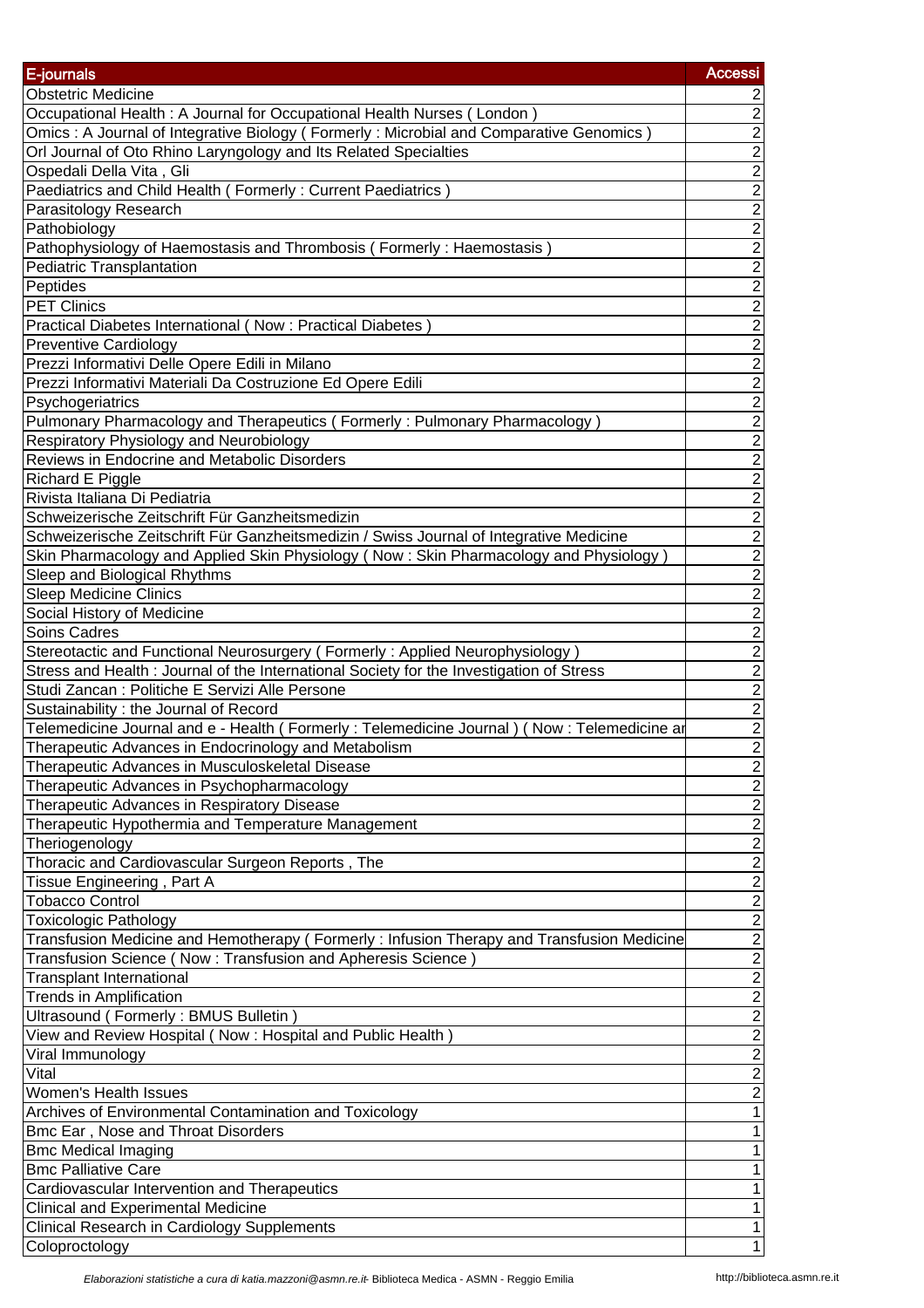| E-journals | Accessi |
|---|---|
| Obstetric Medicine | 2 |
| Occupational Health : A Journal for Occupational Health Nurses ( London ) | 2 |
| Omics : A Journal of Integrative Biology ( Formerly : Microbial and Comparative Genomics ) | 2 |
| Orl Journal of Oto Rhino Laryngology and Its Related Specialties | 2 |
| Ospedali Della Vita , Gli | 2 |
| Paediatrics and Child Health ( Formerly : Current Paediatrics ) | 2 |
| Parasitology Research | 2 |
| Pathobiology | 2 |
| Pathophysiology of Haemostasis and Thrombosis ( Formerly : Haemostasis ) | 2 |
| Pediatric Transplantation | 2 |
| Peptides | 2 |
| PET Clinics | 2 |
| Practical Diabetes International ( Now : Practical Diabetes ) | 2 |
| Preventive Cardiology | 2 |
| Prezzi Informativi Delle Opere Edili in Milano | 2 |
| Prezzi Informativi Materiali Da Costruzione Ed Opere Edili | 2 |
| Psychogeriatrics | 2 |
| Pulmonary Pharmacology and Therapeutics ( Formerly : Pulmonary Pharmacology ) | 2 |
| Respiratory Physiology and Neurobiology | 2 |
| Reviews in Endocrine and Metabolic Disorders | 2 |
| Richard E Piggle | 2 |
| Rivista Italiana Di Pediatria | 2 |
| Schweizerische Zeitschrift Für Ganzheitsmedizin | 2 |
| Schweizerische Zeitschrift Für Ganzheitsmedizin / Swiss Journal of Integrative Medicine | 2 |
| Skin Pharmacology and Applied Skin Physiology ( Now : Skin Pharmacology and Physiology ) | 2 |
| Sleep and Biological Rhythms | 2 |
| Sleep Medicine Clinics | 2 |
| Social History of Medicine | 2 |
| Soins Cadres | 2 |
| Stereotactic and Functional Neurosurgery ( Formerly : Applied Neurophysiology ) | 2 |
| Stress and Health : Journal of the International Society for the Investigation of Stress | 2 |
| Studi Zancan : Politiche E Servizi Alle Persone | 2 |
| Sustainability : the Journal of Record | 2 |
| Telemedicine Journal and e - Health ( Formerly : Telemedicine Journal ) ( Now : Telemedicine ar | 2 |
| Therapeutic Advances in Endocrinology and Metabolism | 2 |
| Therapeutic Advances in Musculoskeletal Disease | 2 |
| Therapeutic Advances in Psychopharmacology | 2 |
| Therapeutic Advances in Respiratory Disease | 2 |
| Therapeutic Hypothermia and Temperature Management | 2 |
| Theriogenology | 2 |
| Thoracic and Cardiovascular Surgeon Reports , The | 2 |
| Tissue Engineering , Part A | 2 |
| Tobacco Control | 2 |
| Toxicologic Pathology | 2 |
| Transfusion Medicine and Hemotherapy ( Formerly : Infusion Therapy and Transfusion Medicine | 2 |
| Transfusion Science ( Now : Transfusion and Apheresis Science ) | 2 |
| Transplant International | 2 |
| Trends in Amplification | 2 |
| Ultrasound ( Formerly : BMUS Bulletin ) | 2 |
| View and Review Hospital ( Now : Hospital and Public Health ) | 2 |
| Viral Immunology | 2 |
| Vital | 2 |
| Women's Health Issues | 2 |
| Archives of Environmental Contamination and Toxicology | 1 |
| Bmc Ear , Nose and Throat Disorders | 1 |
| Bmc Medical Imaging | 1 |
| Bmc Palliative Care | 1 |
| Cardiovascular Intervention and Therapeutics | 1 |
| Clinical and Experimental Medicine | 1 |
| Clinical Research in Cardiology Supplements | 1 |
| Coloproctology | 1 |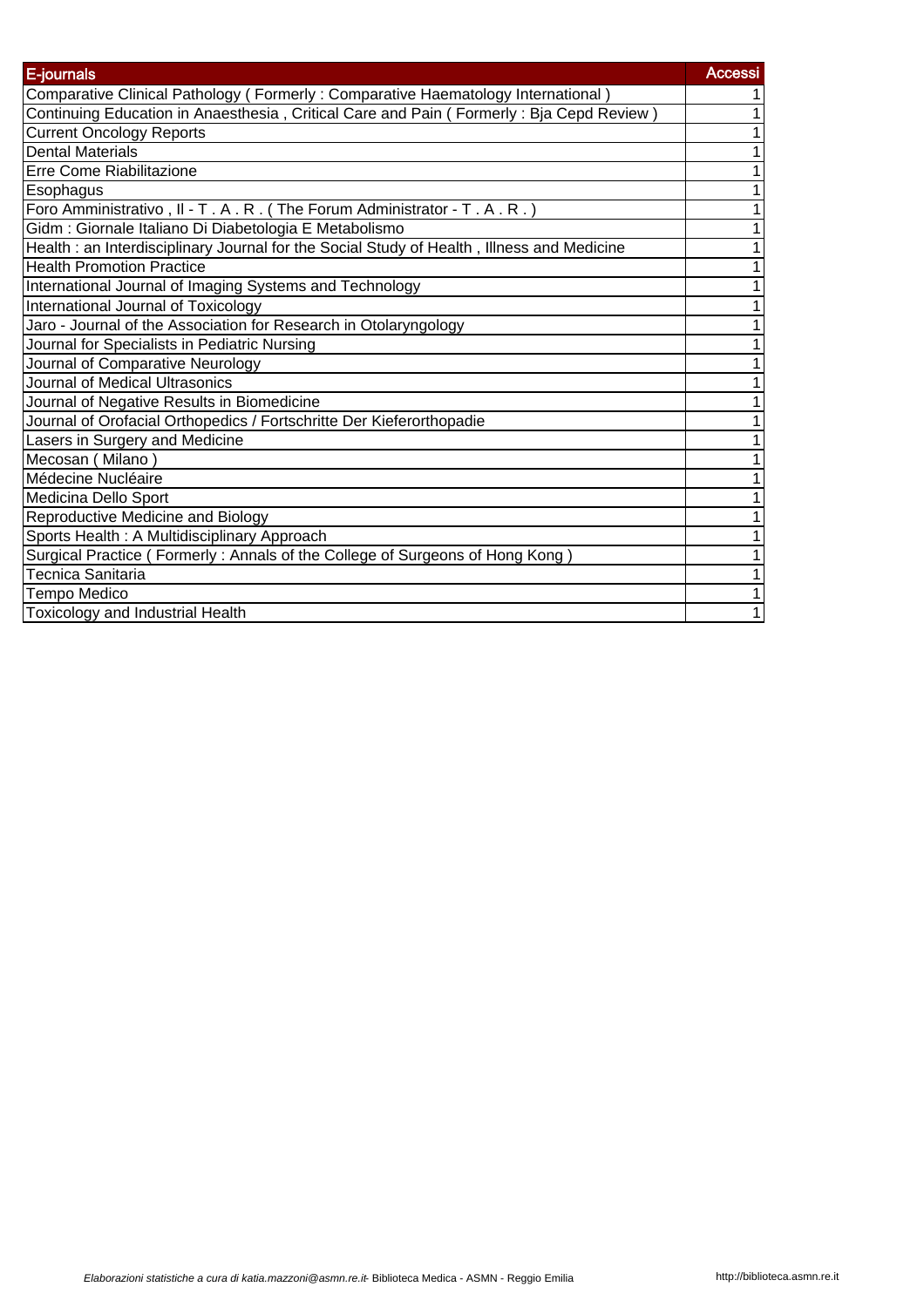| E-journals | Accessi |
|---|---|
| Comparative Clinical Pathology ( Formerly : Comparative Haematology International ) | 1 |
| Continuing Education in Anaesthesia , Critical Care and Pain ( Formerly : Bja Cepd Review ) | 1 |
| Current Oncology Reports | 1 |
| Dental Materials | 1 |
| Erre Come Riabilitazione | 1 |
| Esophagus | 1 |
| Foro Amministrativo , Il - T . A . R . ( The Forum Administrator - T . A . R . ) | 1 |
| Gidm : Giornale Italiano Di Diabetologia E Metabolismo | 1 |
| Health : an Interdisciplinary Journal for the Social Study of Health , Illness and Medicine | 1 |
| Health Promotion Practice | 1 |
| International Journal of Imaging Systems and Technology | 1 |
| International Journal of Toxicology | 1 |
| Jaro - Journal of the Association for Research in Otolaryngology | 1 |
| Journal for Specialists in Pediatric Nursing | 1 |
| Journal of Comparative Neurology | 1 |
| Journal of Medical Ultrasonics | 1 |
| Journal of Negative Results in Biomedicine | 1 |
| Journal of Orofacial Orthopedics / Fortschritte Der Kieferorthopadie | 1 |
| Lasers in Surgery and Medicine | 1 |
| Mecosan ( Milano ) | 1 |
| Médecine Nucléaire | 1 |
| Medicina Dello Sport | 1 |
| Reproductive Medicine and Biology | 1 |
| Sports Health : A Multidisciplinary Approach | 1 |
| Surgical Practice ( Formerly : Annals of the College of Surgeons of Hong Kong ) | 1 |
| Tecnica Sanitaria | 1 |
| Tempo Medico | 1 |
| Toxicology and Industrial Health | 1 |